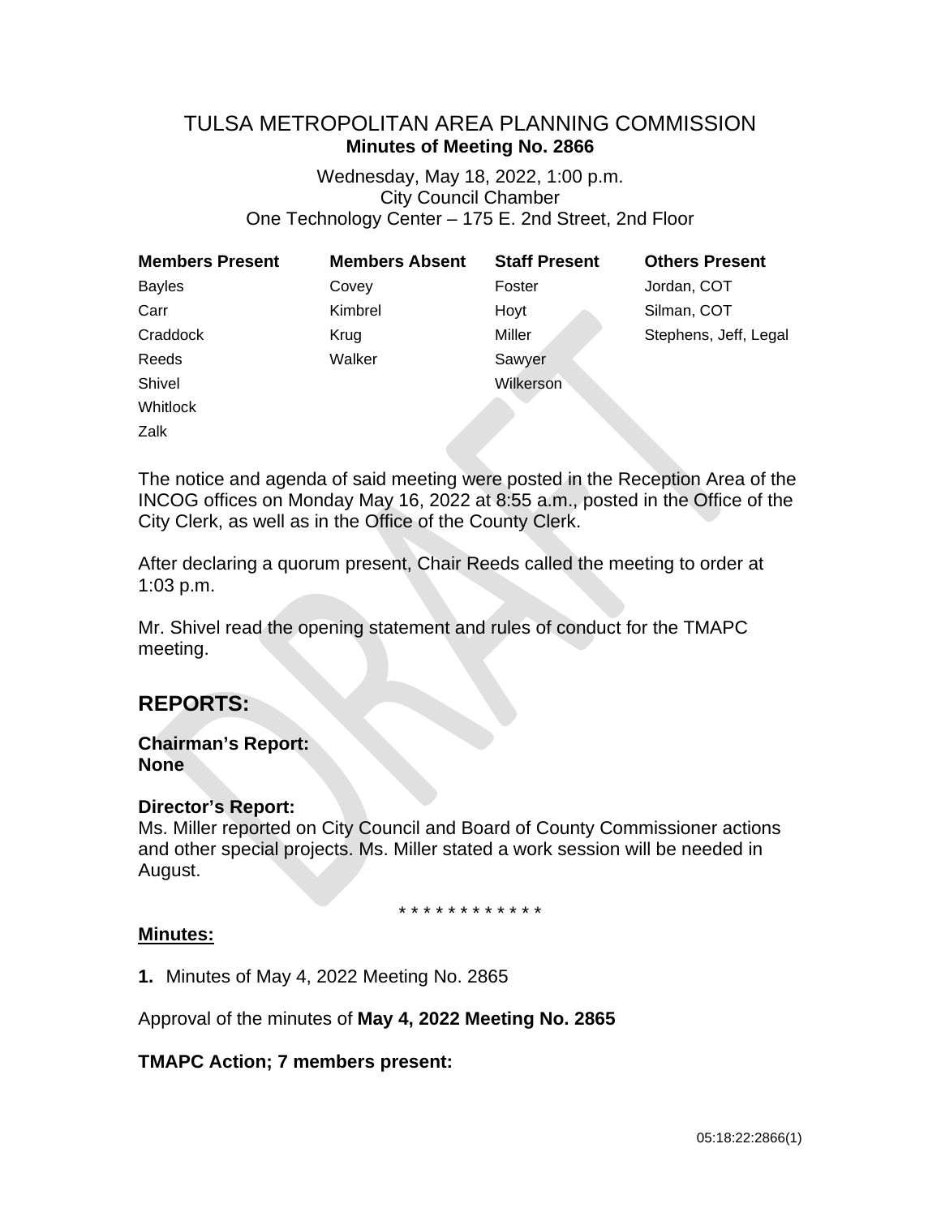# TULSA METROPOLITAN AREA PLANNING COMMISSION
**Minutes of Meeting No. 2866**

Wednesday, May 18, 2022, 1:00 p.m.
City Council Chamber
One Technology Center – 175 E. 2nd Street, 2nd Floor

| Members Present | Members Absent | Staff Present | Others Present |
|---|---|---|---|
| Bayles | Covey | Foster | Jordan, COT |
| Carr | Kimbrel | Hoyt | Silman, COT |
| Craddock | Krug | Miller | Stephens, Jeff, Legal |
| Reeds | Walker | Sawyer | |
| Shivel | | Wilkerson | |
| Whitlock | | | |
| Zalk | | | |

The notice and agenda of said meeting were posted in the Reception Area of the INCOG offices on Monday May 16, 2022 at 8:55 a.m., posted in the Office of the City Clerk, as well as in the Office of the County Clerk.

After declaring a quorum present, Chair Reeds called the meeting to order at 1:03 p.m.

Mr. Shivel read the opening statement and rules of conduct for the TMAPC meeting.

## REPORTS:

**Chairman's Report:**
**None**

**Director's Report:**
Ms. Miller reported on City Council and Board of County Commissioner actions and other special projects. Ms. Miller stated a work session will be needed in August.

* * * * * * * * * * * *

**Minutes:**

**1.** Minutes of May 4, 2022 Meeting No. 2865

Approval of the minutes of **May 4, 2022 Meeting No. 2865**

**TMAPC Action; 7 members present:**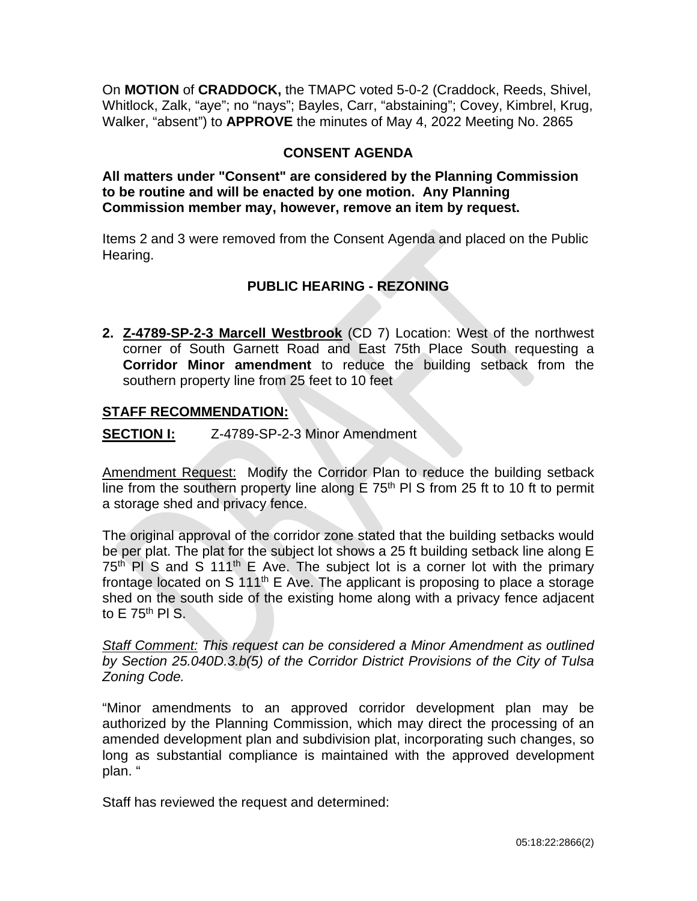On **MOTION** of **CRADDOCK,** the TMAPC voted 5-0-2 (Craddock, Reeds, Shivel, Whitlock, Zalk, "aye"; no "nays"; Bayles, Carr, "abstaining"; Covey, Kimbrel, Krug, Walker, "absent") to **APPROVE** the minutes of May 4, 2022 Meeting No. 2865

## CONSENT AGENDA

**All matters under "Consent" are considered by the Planning Commission to be routine and will be enacted by one motion. Any Planning Commission member may, however, remove an item by request.**

Items 2 and 3 were removed from the Consent Agenda and placed on the Public Hearing.

## PUBLIC HEARING - REZONING

2. **Z-4789-SP-2-3 Marcell Westbrook** (CD 7) Location: West of the northwest corner of South Garnett Road and East 75th Place South requesting a **Corridor Minor amendment** to reduce the building setback from the southern property line from 25 feet to 10 feet

**STAFF RECOMMENDATION:**

**SECTION I:** Z-4789-SP-2-3 Minor Amendment

Amendment Request: Modify the Corridor Plan to reduce the building setback line from the southern property line along E 75th Pl S from 25 ft to 10 ft to permit a storage shed and privacy fence.

The original approval of the corridor zone stated that the building setbacks would be per plat. The plat for the subject lot shows a 25 ft building setback line along E 75th Pl S and S 111th E Ave. The subject lot is a corner lot with the primary frontage located on S 111th E Ave. The applicant is proposing to place a storage shed on the south side of the existing home along with a privacy fence adjacent to E 75th Pl S.

*Staff Comment: This request can be considered a Minor Amendment as outlined by Section 25.040D.3.b(5) of the Corridor District Provisions of the City of Tulsa Zoning Code.*

"Minor amendments to an approved corridor development plan may be authorized by the Planning Commission, which may direct the processing of an amended development plan and subdivision plat, incorporating such changes, so long as substantial compliance is maintained with the approved development plan. "

Staff has reviewed the request and determined: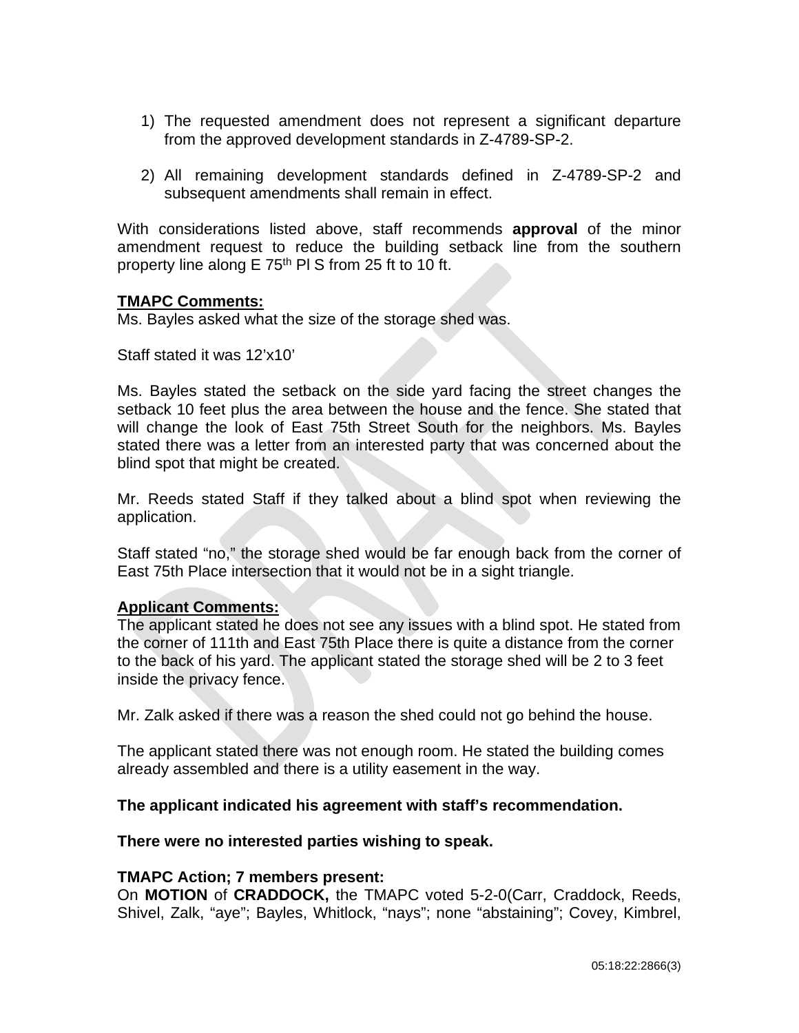1) The requested amendment does not represent a significant departure from the approved development standards in Z-4789-SP-2.

2) All remaining development standards defined in Z-4789-SP-2 and subsequent amendments shall remain in effect.

With considerations listed above, staff recommends **approval** of the minor amendment request to reduce the building setback line from the southern property line along E 75th Pl S from 25 ft to 10 ft.

**TMAPC Comments:**
Ms. Bayles asked what the size of the storage shed was.

Staff stated it was 12'x10'

Ms. Bayles stated the setback on the side yard facing the street changes the setback 10 feet plus the area between the house and the fence. She stated that will change the look of East 75th Street South for the neighbors. Ms. Bayles stated there was a letter from an interested party that was concerned about the blind spot that might be created.

Mr. Reeds stated Staff if they talked about a blind spot when reviewing the application.

Staff stated "no," the storage shed would be far enough back from the corner of East 75th Place intersection that it would not be in a sight triangle.

**Applicant Comments:**
The applicant stated he does not see any issues with a blind spot. He stated from the corner of 111th and East 75th Place there is quite a distance from the corner to the back of his yard. The applicant stated the storage shed will be 2 to 3 feet inside the privacy fence.

Mr. Zalk asked if there was a reason the shed could not go behind the house.

The applicant stated there was not enough room. He stated the building comes already assembled and there is a utility easement in the way.

**The applicant indicated his agreement with staff's recommendation.**

**There were no interested parties wishing to speak.**

**TMAPC Action; 7 members present:**
On **MOTION** of **CRADDOCK,** the TMAPC voted 5-2-0(Carr, Craddock, Reeds, Shivel, Zalk, "aye"; Bayles, Whitlock, "nays"; none "abstaining"; Covey, Kimbrel,

05:18:22:2866(3)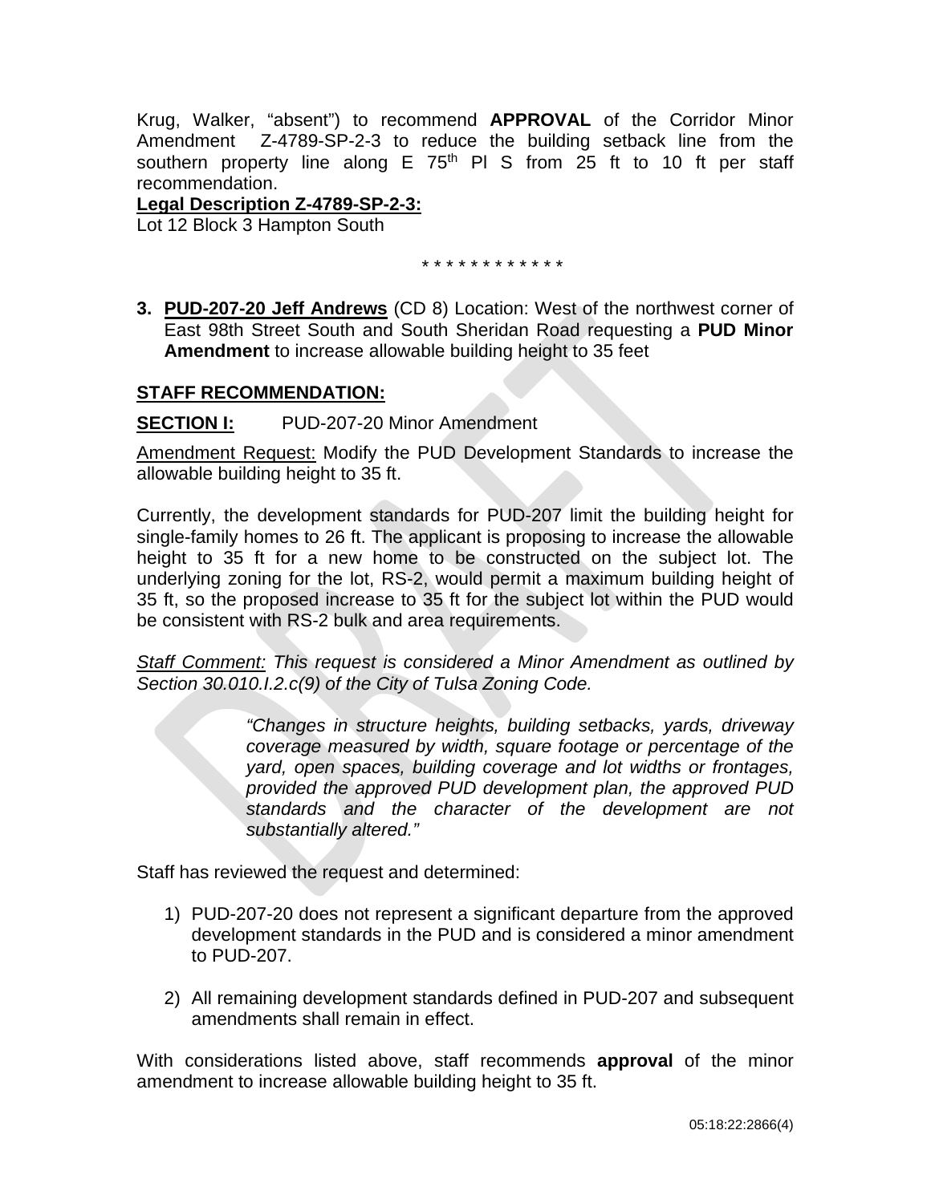Krug, Walker, "absent") to recommend **APPROVAL** of the Corridor Minor Amendment Z-4789-SP-2-3 to reduce the building setback line from the southern property line along E 75th Pl S from 25 ft to 10 ft per staff recommendation.

**Legal Description Z-4789-SP-2-3:**
Lot 12 Block 3 Hampton South

\* \* \* \* \* \* \* \* \* \* \* \* \*

**3. PUD-207-20 Jeff Andrews** (CD 8) Location: West of the northwest corner of East 98th Street South and South Sheridan Road requesting a **PUD Minor Amendment** to increase allowable building height to 35 feet

**STAFF RECOMMENDATION:**

**SECTION I:** PUD-207-20 Minor Amendment

Amendment Request: Modify the PUD Development Standards to increase the allowable building height to 35 ft.

Currently, the development standards for PUD-207 limit the building height for single-family homes to 26 ft. The applicant is proposing to increase the allowable height to 35 ft for a new home to be constructed on the subject lot. The underlying zoning for the lot, RS-2, would permit a maximum building height of 35 ft, so the proposed increase to 35 ft for the subject lot within the PUD would be consistent with RS-2 bulk and area requirements.

*Staff Comment: This request is considered a Minor Amendment as outlined by Section 30.010.I.2.c(9) of the City of Tulsa Zoning Code.*

> *"Changes in structure heights, building setbacks, yards, driveway coverage measured by width, square footage or percentage of the yard, open spaces, building coverage and lot widths or frontages, provided the approved PUD development plan, the approved PUD standards and the character of the development are not substantially altered."*

Staff has reviewed the request and determined:

1) PUD-207-20 does not represent a significant departure from the approved development standards in the PUD and is considered a minor amendment to PUD-207.

2) All remaining development standards defined in PUD-207 and subsequent amendments shall remain in effect.

With considerations listed above, staff recommends **approval** of the minor amendment to increase allowable building height to 35 ft.

05:18:22:2866(4)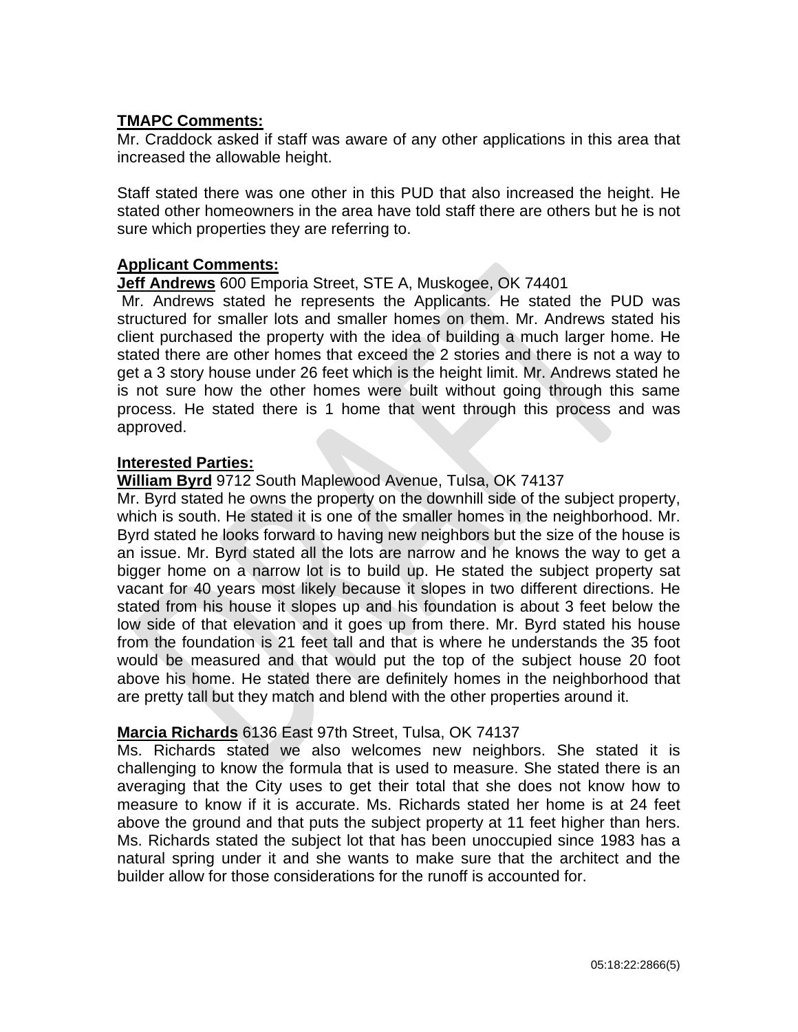**TMAPC Comments:**

Mr. Craddock asked if staff was aware of any other applications in this area that increased the allowable height.

Staff stated there was one other in this PUD that also increased the height. He stated other homeowners in the area have told staff there are others but he is not sure which properties they are referring to.

**Applicant Comments:**

**Jeff Andrews** 600 Emporia Street, STE A, Muskogee, OK 74401

Mr. Andrews stated he represents the Applicants. He stated the PUD was structured for smaller lots and smaller homes on them. Mr. Andrews stated his client purchased the property with the idea of building a much larger home. He stated there are other homes that exceed the 2 stories and there is not a way to get a 3 story house under 26 feet which is the height limit. Mr. Andrews stated he is not sure how the other homes were built without going through this same process. He stated there is 1 home that went through this process and was approved.

**Interested Parties:**

**William Byrd** 9712 South Maplewood Avenue, Tulsa, OK 74137

Mr. Byrd stated he owns the property on the downhill side of the subject property, which is south. He stated it is one of the smaller homes in the neighborhood. Mr. Byrd stated he looks forward to having new neighbors but the size of the house is an issue. Mr. Byrd stated all the lots are narrow and he knows the way to get a bigger home on a narrow lot is to build up. He stated the subject property sat vacant for 40 years most likely because it slopes in two different directions. He stated from his house it slopes up and his foundation is about 3 feet below the low side of that elevation and it goes up from there. Mr. Byrd stated his house from the foundation is 21 feet tall and that is where he understands the 35 foot would be measured and that would put the top of the subject house 20 foot above his home. He stated there are definitely homes in the neighborhood that are pretty tall but they match and blend with the other properties around it.

**Marcia Richards** 6136 East 97th Street, Tulsa, OK 74137

Ms. Richards stated we also welcomes new neighbors. She stated it is challenging to know the formula that is used to measure. She stated there is an averaging that the City uses to get their total that she does not know how to measure to know if it is accurate. Ms. Richards stated her home is at 24 feet above the ground and that puts the subject property at 11 feet higher than hers. Ms. Richards stated the subject lot that has been unoccupied since 1983 has a natural spring under it and she wants to make sure that the architect and the builder allow for those considerations for the runoff is accounted for.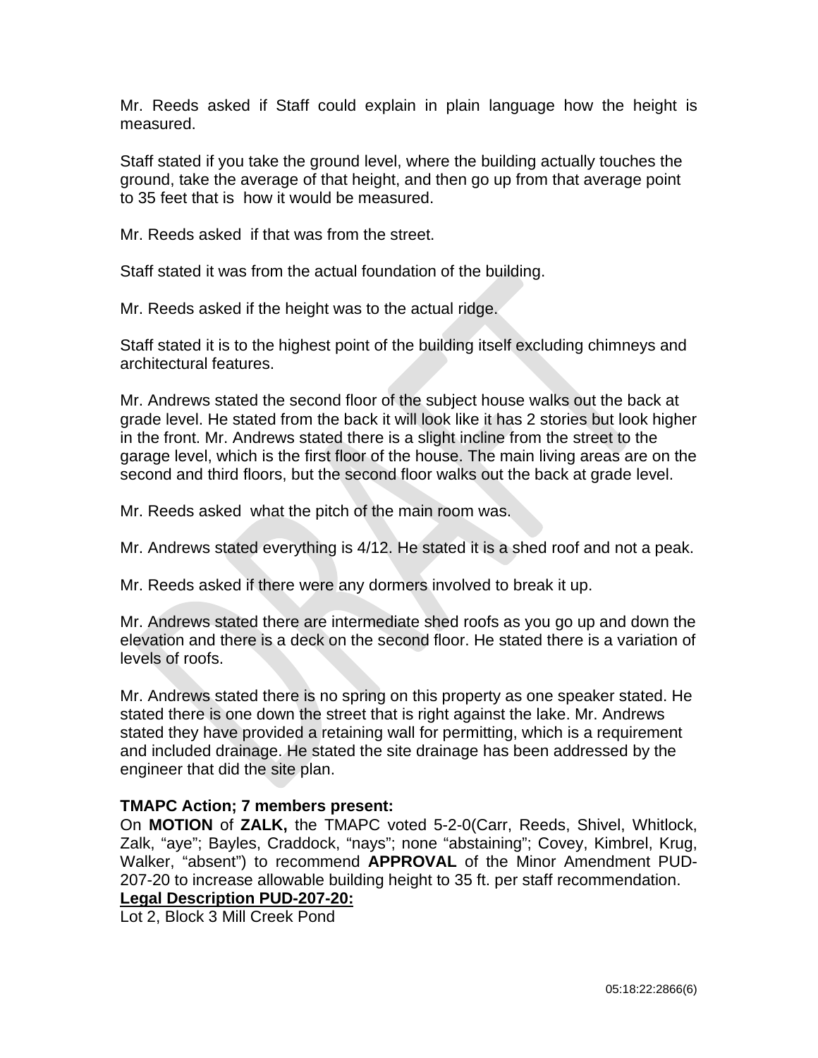Mr. Reeds asked if Staff could explain in plain language how the height is measured.

Staff stated if you take the ground level, where the building actually touches the ground, take the average of that height, and then go up from that average point to 35 feet that is how it would be measured.

Mr. Reeds asked if that was from the street.

Staff stated it was from the actual foundation of the building.

Mr. Reeds asked if the height was to the actual ridge.

Staff stated it is to the highest point of the building itself excluding chimneys and architectural features.

Mr. Andrews stated the second floor of the subject house walks out the back at grade level. He stated from the back it will look like it has 2 stories but look higher in the front. Mr. Andrews stated there is a slight incline from the street to the garage level, which is the first floor of the house. The main living areas are on the second and third floors, but the second floor walks out the back at grade level.

Mr. Reeds asked what the pitch of the main room was.

Mr. Andrews stated everything is 4/12. He stated it is a shed roof and not a peak.

Mr. Reeds asked if there were any dormers involved to break it up.

Mr. Andrews stated there are intermediate shed roofs as you go up and down the elevation and there is a deck on the second floor. He stated there is a variation of levels of roofs.

Mr. Andrews stated there is no spring on this property as one speaker stated. He stated there is one down the street that is right against the lake. Mr. Andrews stated they have provided a retaining wall for permitting, which is a requirement and included drainage. He stated the site drainage has been addressed by the engineer that did the site plan.

**TMAPC Action; 7 members present:**
On **MOTION** of **ZALK,** the TMAPC voted 5-2-0(Carr, Reeds, Shivel, Whitlock, Zalk, "aye"; Bayles, Craddock, "nays"; none "abstaining"; Covey, Kimbrel, Krug, Walker, "absent") to recommend **APPROVAL** of the Minor Amendment PUD-207-20 to increase allowable building height to 35 ft. per staff recommendation.

**Legal Description PUD-207-20:**
Lot 2, Block 3 Mill Creek Pond

05:18:22:2866(6)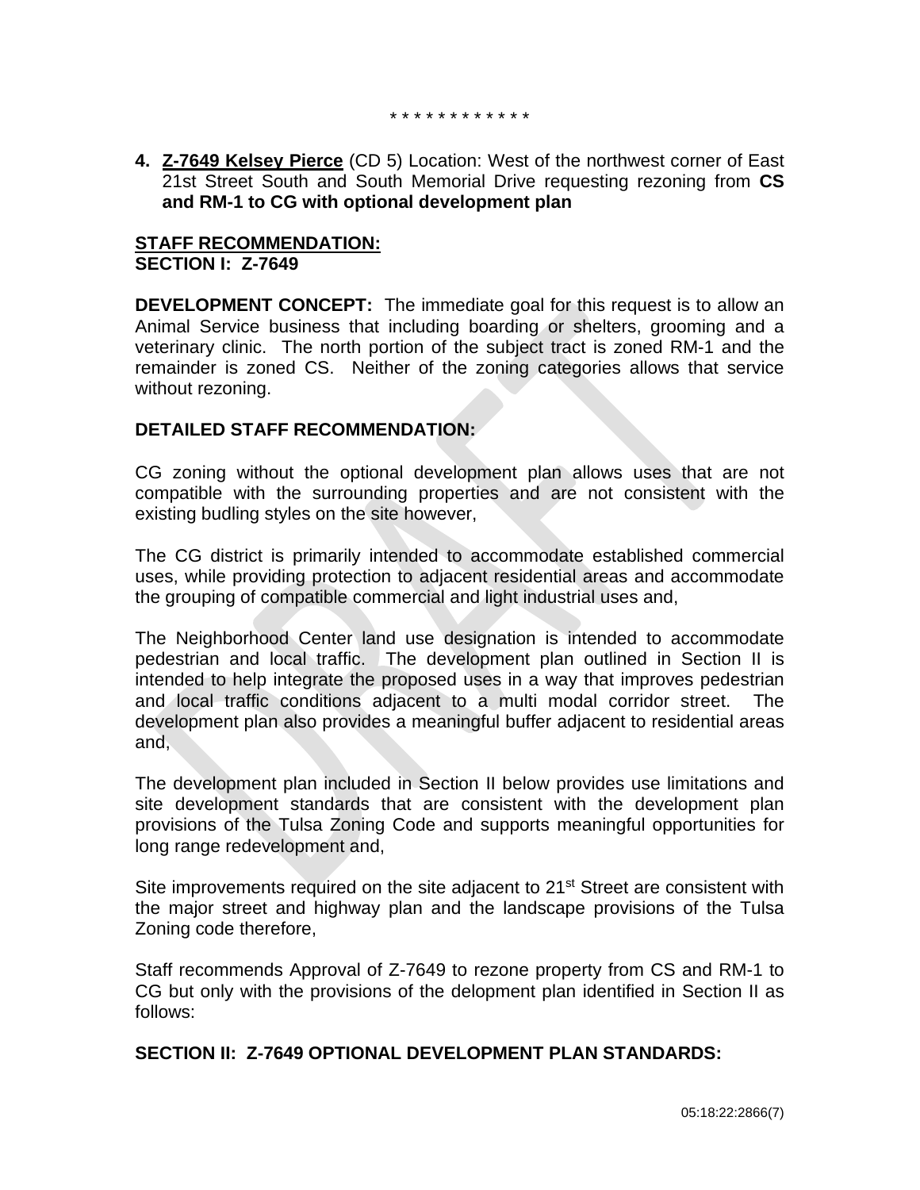\* \* \* \* \* \* \* \* \* \* \* \*

**4. <u>Z-7649 Kelsey Pierce</u>** (CD 5) Location: West of the northwest corner of East 21st Street South and South Memorial Drive requesting rezoning from **CS and RM-1 to CG with optional development plan**

**<u>STAFF RECOMMENDATION:</u>**
**SECTION I: Z-7649**

**DEVELOPMENT CONCEPT:** The immediate goal for this request is to allow an Animal Service business that including boarding or shelters, grooming and a veterinary clinic. The north portion of the subject tract is zoned RM-1 and the remainder is zoned CS. Neither of the zoning categories allows that service without rezoning.

**DETAILED STAFF RECOMMENDATION:**

CG zoning without the optional development plan allows uses that are not compatible with the surrounding properties and are not consistent with the existing budling styles on the site however,

The CG district is primarily intended to accommodate established commercial uses, while providing protection to adjacent residential areas and accommodate the grouping of compatible commercial and light industrial uses and,

The Neighborhood Center land use designation is intended to accommodate pedestrian and local traffic. The development plan outlined in Section II is intended to help integrate the proposed uses in a way that improves pedestrian and local traffic conditions adjacent to a multi modal corridor street. The development plan also provides a meaningful buffer adjacent to residential areas and,

The development plan included in Section II below provides use limitations and site development standards that are consistent with the development plan provisions of the Tulsa Zoning Code and supports meaningful opportunities for long range redevelopment and,

Site improvements required on the site adjacent to 21st Street are consistent with the major street and highway plan and the landscape provisions of the Tulsa Zoning code therefore,

Staff recommends Approval of Z-7649 to rezone property from CS and RM-1 to CG but only with the provisions of the delopment plan identified in Section II as follows:

**SECTION II: Z-7649 OPTIONAL DEVELOPMENT PLAN STANDARDS:**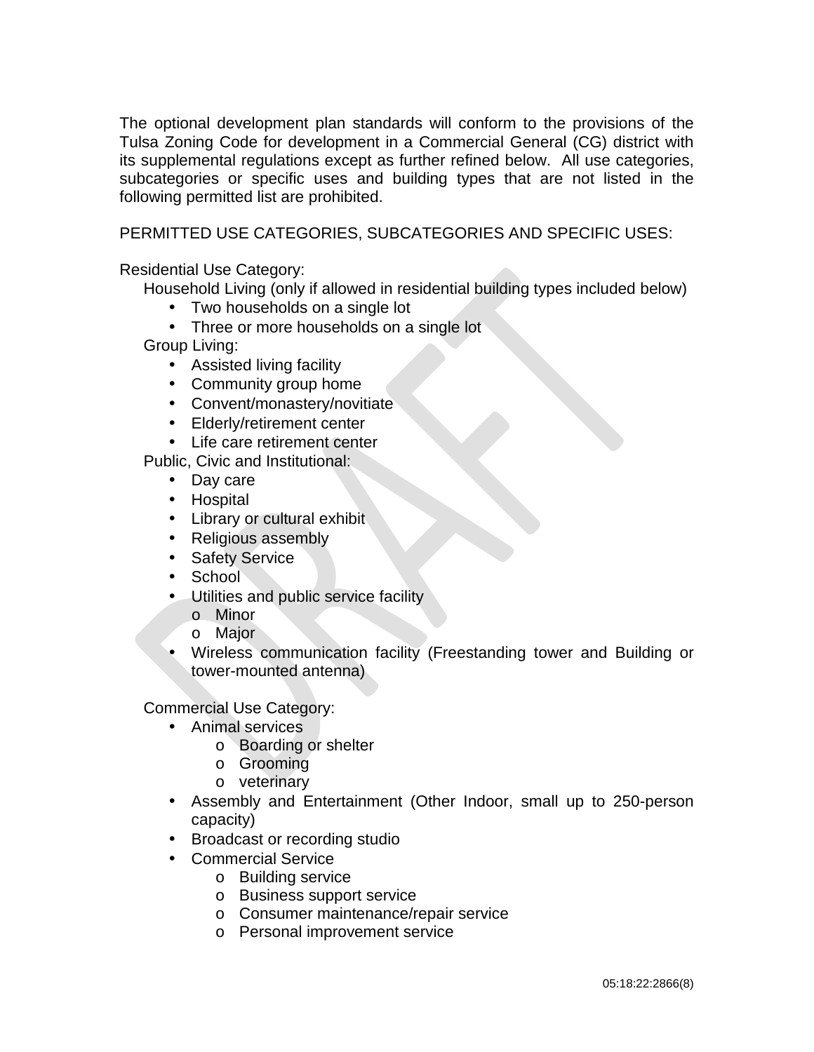The optional development plan standards will conform to the provisions of the Tulsa Zoning Code for development in a Commercial General (CG) district with its supplemental regulations except as further refined below. All use categories, subcategories or specific uses and building types that are not listed in the following permitted list are prohibited.

PERMITTED USE CATEGORIES, SUBCATEGORIES AND SPECIFIC USES:

Residential Use Category:

Household Living (only if allowed in residential building types included below)

- Two households on a single lot
- Three or more households on a single lot

Group Living:

- Assisted living facility
- Community group home
- Convent/monastery/novitiate
- Elderly/retirement center
- Life care retirement center

Public, Civic and Institutional:

- Day care
- Hospital
- Library or cultural exhibit
- Religious assembly
- Safety Service
- School
- Utilities and public service facility
  - Minor
  - Major
- Wireless communication facility (Freestanding tower and Building or tower-mounted antenna)

Commercial Use Category:

- Animal services
  - Boarding or shelter
  - Grooming
  - veterinary
- Assembly and Entertainment (Other Indoor, small up to 250-person capacity)
- Broadcast or recording studio
- Commercial Service
  - Building service
  - Business support service
  - Consumer maintenance/repair service
  - Personal improvement service

05:18:22:2866(8)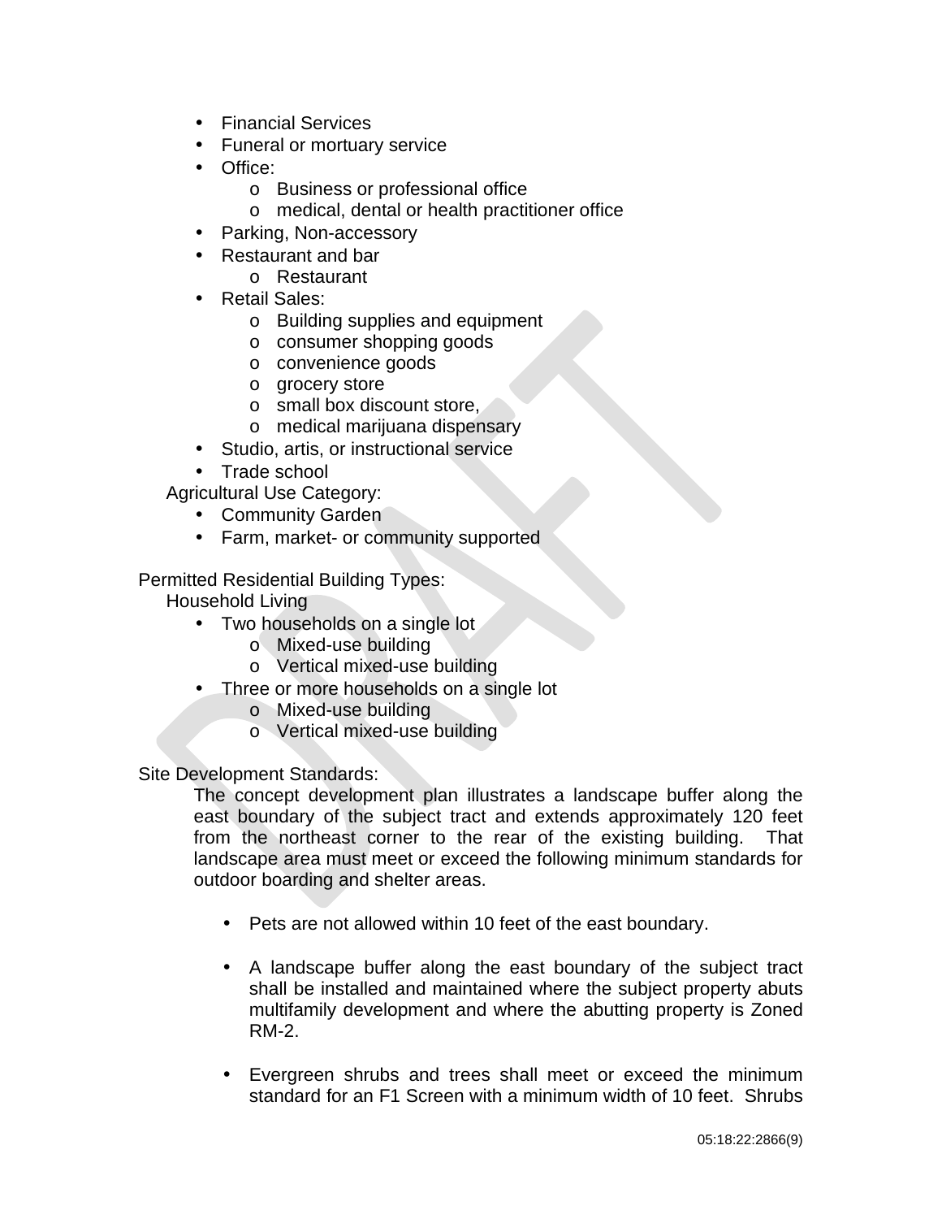- Financial Services
- Funeral or mortuary service
- Office:
  - Business or professional office
  - medical, dental or health practitioner office
- Parking, Non-accessory
- Restaurant and bar
  - Restaurant
- Retail Sales:
  - Building supplies and equipment
  - consumer shopping goods
  - convenience goods
  - grocery store
  - small box discount store,
  - medical marijuana dispensary
- Studio, artis, or instructional service
- Trade school

Agricultural Use Category:

- Community Garden
- Farm, market- or community supported

Permitted Residential Building Types:

Household Living

- Two households on a single lot
  - Mixed-use building
  - Vertical mixed-use building
- Three or more households on a single lot
  - Mixed-use building
  - Vertical mixed-use building

Site Development Standards:

The concept development plan illustrates a landscape buffer along the east boundary of the subject tract and extends approximately 120 feet from the northeast corner to the rear of the existing building. That landscape area must meet or exceed the following minimum standards for outdoor boarding and shelter areas.

- Pets are not allowed within 10 feet of the east boundary.

- A landscape buffer along the east boundary of the subject tract shall be installed and maintained where the subject property abuts multifamily development and where the abutting property is Zoned RM-2.

- Evergreen shrubs and trees shall meet or exceed the minimum standard for an F1 Screen with a minimum width of 10 feet. Shrubs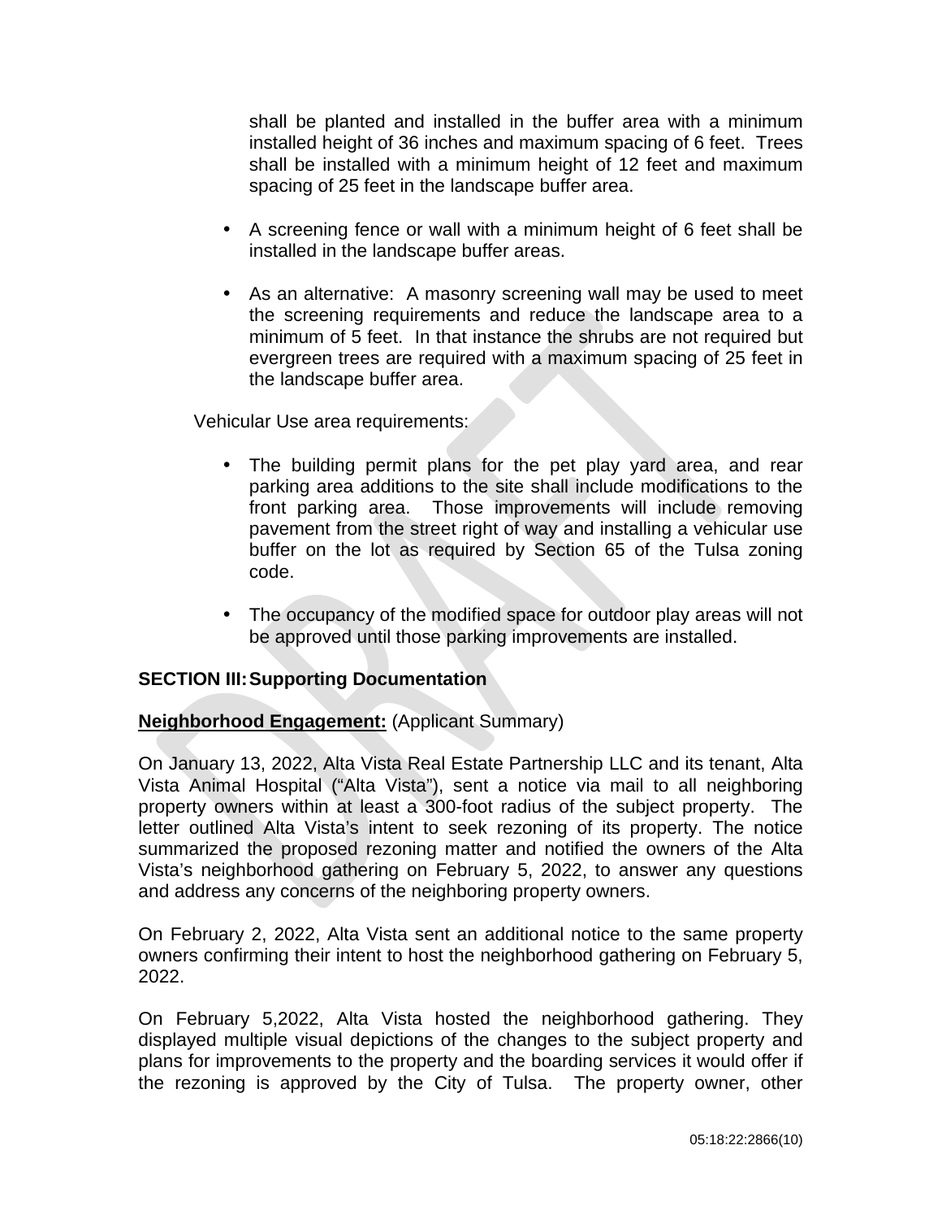shall be planted and installed in the buffer area with a minimum installed height of 36 inches and maximum spacing of 6 feet. Trees shall be installed with a minimum height of 12 feet and maximum spacing of 25 feet in the landscape buffer area.

- A screening fence or wall with a minimum height of 6 feet shall be installed in the landscape buffer areas.
- As an alternative: A masonry screening wall may be used to meet the screening requirements and reduce the landscape area to a minimum of 5 feet. In that instance the shrubs are not required but evergreen trees are required with a maximum spacing of 25 feet in the landscape buffer area.

Vehicular Use area requirements:

- The building permit plans for the pet play yard area, and rear parking area additions to the site shall include modifications to the front parking area. Those improvements will include removing pavement from the street right of way and installing a vehicular use buffer on the lot as required by Section 65 of the Tulsa zoning code.
- The occupancy of the modified space for outdoor play areas will not be approved until those parking improvements are installed.

**SECTION III: Supporting Documentation**

**Neighborhood Engagement:** (Applicant Summary)

On January 13, 2022, Alta Vista Real Estate Partnership LLC and its tenant, Alta Vista Animal Hospital ("Alta Vista"), sent a notice via mail to all neighboring property owners within at least a 300-foot radius of the subject property. The letter outlined Alta Vista's intent to seek rezoning of its property. The notice summarized the proposed rezoning matter and notified the owners of the Alta Vista's neighborhood gathering on February 5, 2022, to answer any questions and address any concerns of the neighboring property owners.

On February 2, 2022, Alta Vista sent an additional notice to the same property owners confirming their intent to host the neighborhood gathering on February 5, 2022.

On February 5,2022, Alta Vista hosted the neighborhood gathering. They displayed multiple visual depictions of the changes to the subject property and plans for improvements to the property and the boarding services it would offer if the rezoning is approved by the City of Tulsa. The property owner, other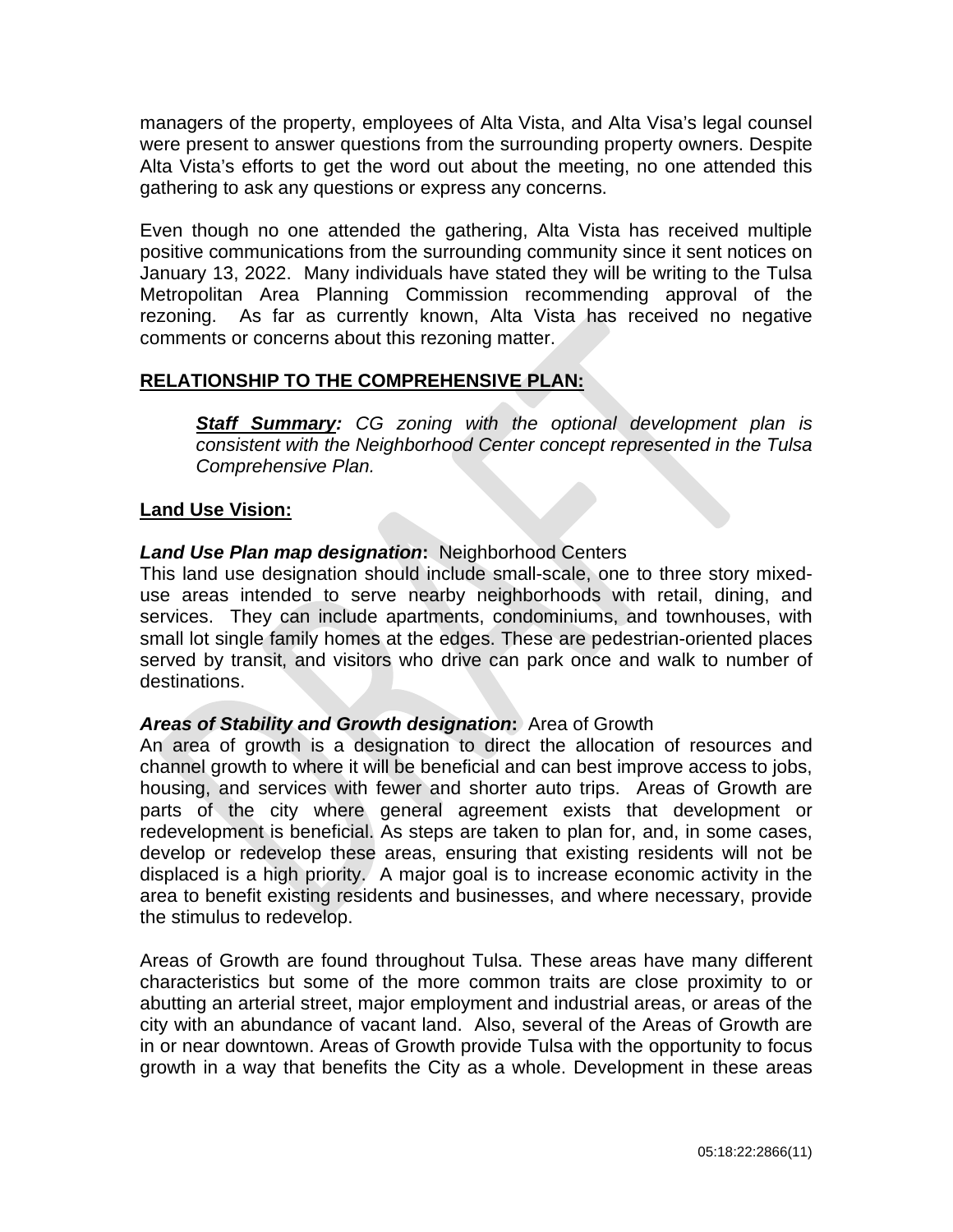managers of the property, employees of Alta Vista, and Alta Visa's legal counsel were present to answer questions from the surrounding property owners. Despite Alta Vista's efforts to get the word out about the meeting, no one attended this gathering to ask any questions or express any concerns.

Even though no one attended the gathering, Alta Vista has received multiple positive communications from the surrounding community since it sent notices on January 13, 2022. Many individuals have stated they will be writing to the Tulsa Metropolitan Area Planning Commission recommending approval of the rezoning. As far as currently known, Alta Vista has received no negative comments or concerns about this rezoning matter.

**RELATIONSHIP TO THE COMPREHENSIVE PLAN:**

> ***Staff Summary:*** *CG zoning with the optional development plan is consistent with the Neighborhood Center concept represented in the Tulsa Comprehensive Plan.*

**Land Use Vision:**

***Land Use Plan map designation*:** Neighborhood Centers
This land use designation should include small-scale, one to three story mixed-use areas intended to serve nearby neighborhoods with retail, dining, and services. They can include apartments, condominiums, and townhouses, with small lot single family homes at the edges. These are pedestrian-oriented places served by transit, and visitors who drive can park once and walk to number of destinations.

***Areas of Stability and Growth designation*:** Area of Growth
An area of growth is a designation to direct the allocation of resources and channel growth to where it will be beneficial and can best improve access to jobs, housing, and services with fewer and shorter auto trips. Areas of Growth are parts of the city where general agreement exists that development or redevelopment is beneficial. As steps are taken to plan for, and, in some cases, develop or redevelop these areas, ensuring that existing residents will not be displaced is a high priority. A major goal is to increase economic activity in the area to benefit existing residents and businesses, and where necessary, provide the stimulus to redevelop.

Areas of Growth are found throughout Tulsa. These areas have many different characteristics but some of the more common traits are close proximity to or abutting an arterial street, major employment and industrial areas, or areas of the city with an abundance of vacant land. Also, several of the Areas of Growth are in or near downtown. Areas of Growth provide Tulsa with the opportunity to focus growth in a way that benefits the City as a whole. Development in these areas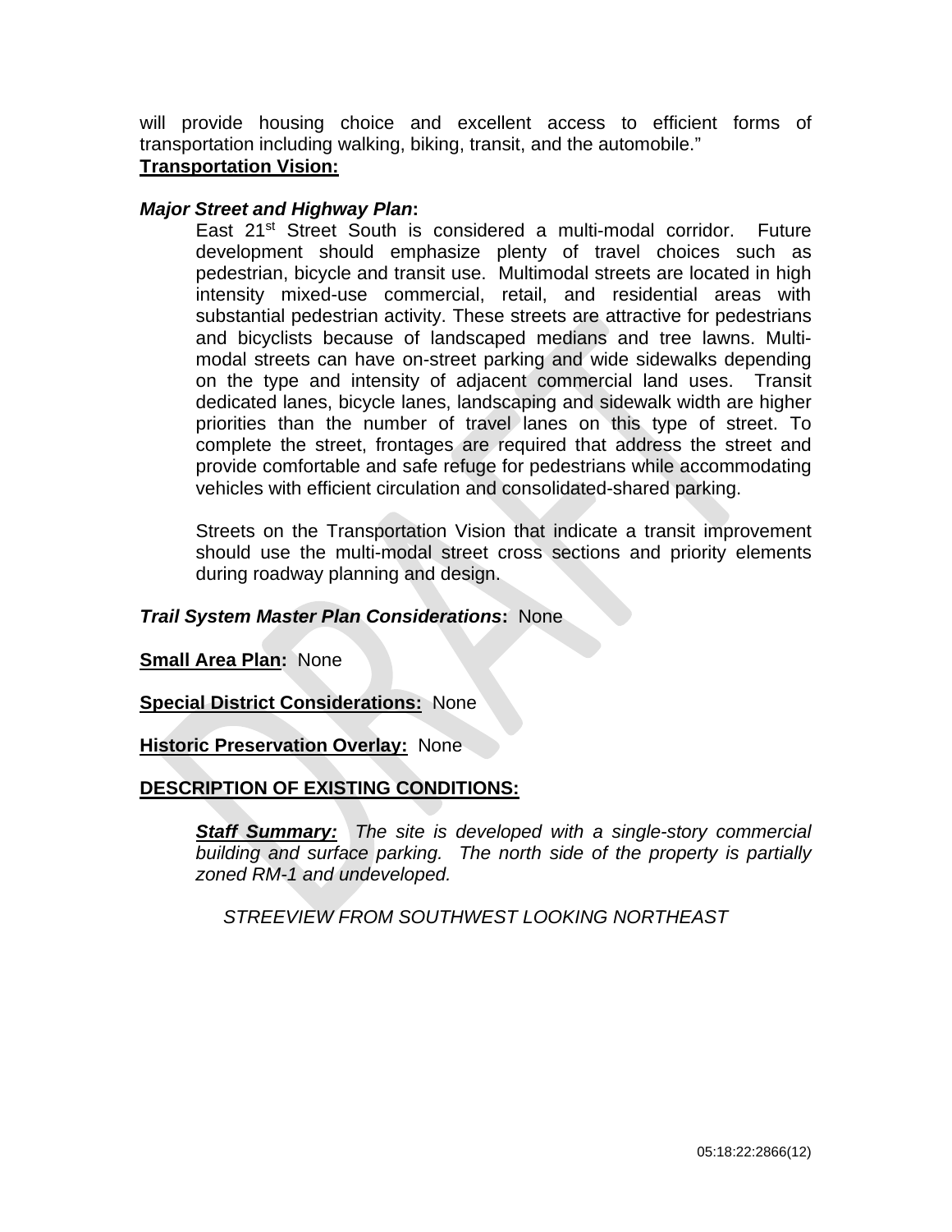will provide housing choice and excellent access to efficient forms of transportation including walking, biking, transit, and the automobile."

**Transportation Vision:**

***Major Street and Highway Plan*:**

East 21st Street South is considered a multi-modal corridor. Future development should emphasize plenty of travel choices such as pedestrian, bicycle and transit use. Multimodal streets are located in high intensity mixed-use commercial, retail, and residential areas with substantial pedestrian activity. These streets are attractive for pedestrians and bicyclists because of landscaped medians and tree lawns. Multi-modal streets can have on-street parking and wide sidewalks depending on the type and intensity of adjacent commercial land uses. Transit dedicated lanes, bicycle lanes, landscaping and sidewalk width are higher priorities than the number of travel lanes on this type of street. To complete the street, frontages are required that address the street and provide comfortable and safe refuge for pedestrians while accommodating vehicles with efficient circulation and consolidated-shared parking.

Streets on the Transportation Vision that indicate a transit improvement should use the multi-modal street cross sections and priority elements during roadway planning and design.

***Trail System Master Plan Considerations*:** None

**Small Area Plan:** None

**Special District Considerations:** None

**Historic Preservation Overlay:** None

**DESCRIPTION OF EXISTING CONDITIONS:**

***Staff Summary:*** *The site is developed with a single-story commercial building and surface parking. The north side of the property is partially zoned RM-1 and undeveloped.*

*STREEVIEW FROM SOUTHWEST LOOKING NORTHEAST*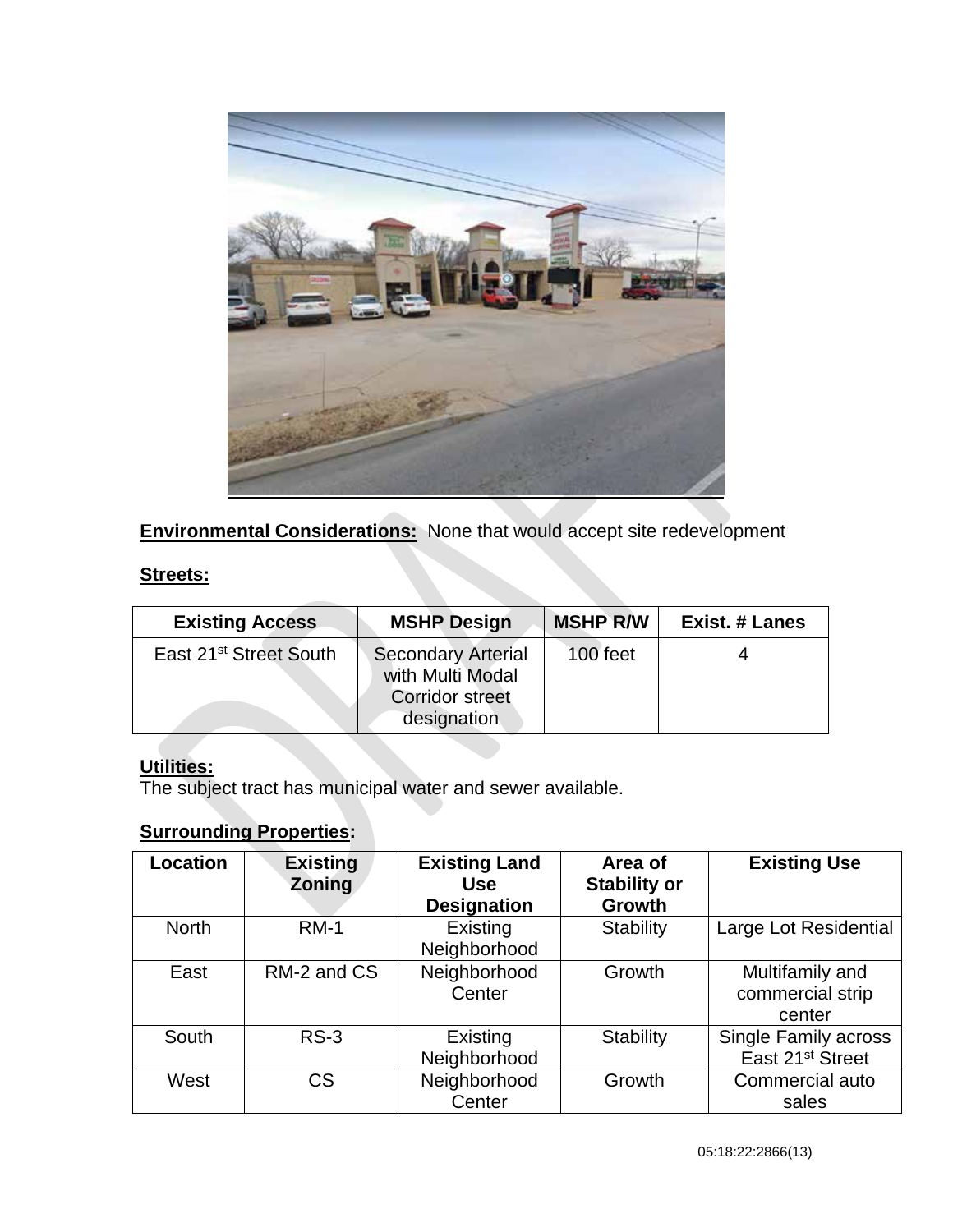**Environmental Considerations:** None that would accept site redevelopment

**Streets:**

| Existing Access | MSHP Design | MSHP R/W | Exist. # Lanes |
|---|---|---|---|
| East 21st Street South | Secondary Arterial with Multi Modal Corridor street designation | 100 feet | 4 |

**Utilities:**
The subject tract has municipal water and sewer available.

**Surrounding Properties:**

| Location | Existing Zoning | Existing Land Use Designation | Area of Stability or Growth | Existing Use |
|---|---|---|---|---|
| North | RM-1 | Existing Neighborhood | Stability | Large Lot Residential |
| East | RM-2 and CS | Neighborhood Center | Growth | Multifamily and commercial strip center |
| South | RS-3 | Existing Neighborhood | Stability | Single Family across East 21st Street |
| West | CS | Neighborhood Center | Growth | Commercial auto sales |

05:18:22:2866(13)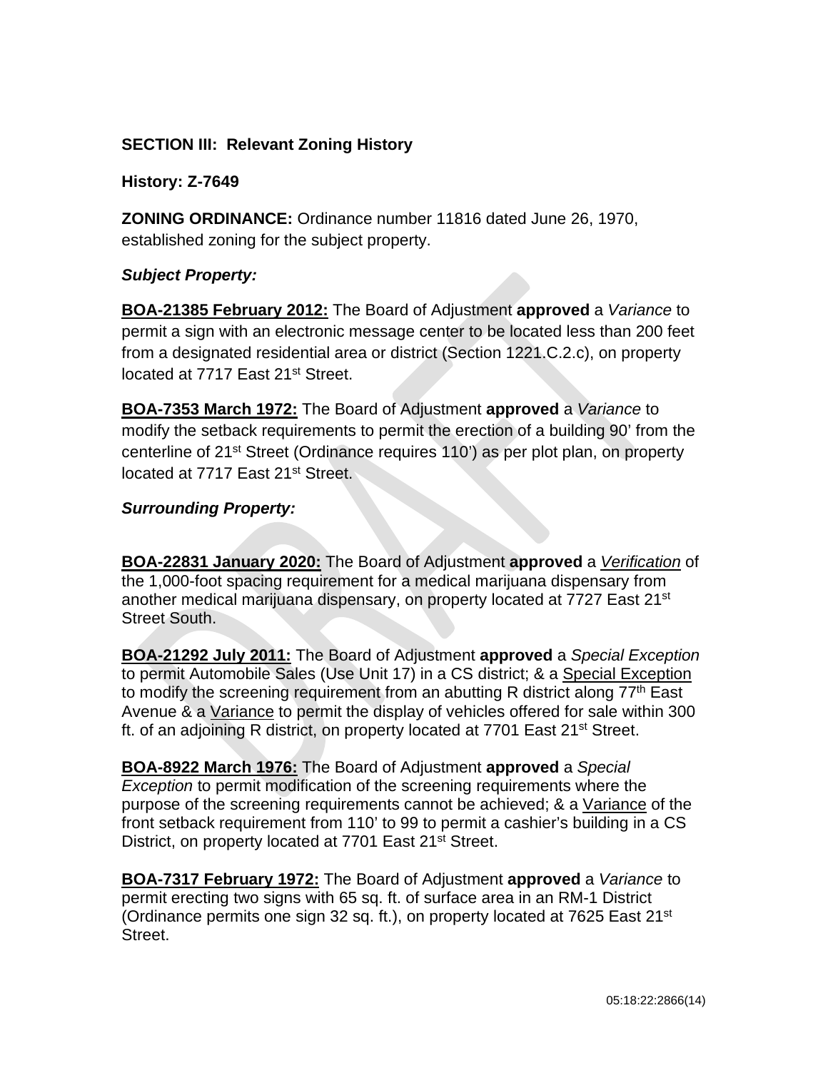**SECTION III: Relevant Zoning History**

**History: Z-7649**

**ZONING ORDINANCE:** Ordinance number 11816 dated June 26, 1970, established zoning for the subject property.

***Subject Property:***

**BOA-21385 February 2012:** The Board of Adjustment **approved** a *Variance* to permit a sign with an electronic message center to be located less than 200 feet from a designated residential area or district (Section 1221.C.2.c), on property located at 7717 East 21st Street.

**BOA-7353 March 1972:** The Board of Adjustment **approved** a *Variance* to modify the setback requirements to permit the erection of a building 90' from the centerline of 21st Street (Ordinance requires 110') as per plot plan, on property located at 7717 East 21st Street.

***Surrounding Property:***

**BOA-22831 January 2020:** The Board of Adjustment **approved** a *Verification* of the 1,000-foot spacing requirement for a medical marijuana dispensary from another medical marijuana dispensary, on property located at 7727 East 21st Street South.

**BOA-21292 July 2011:** The Board of Adjustment **approved** a *Special Exception* to permit Automobile Sales (Use Unit 17) in a CS district; & a Special Exception to modify the screening requirement from an abutting R district along 77th East Avenue & a Variance to permit the display of vehicles offered for sale within 300 ft. of an adjoining R district, on property located at 7701 East 21st Street.

**BOA-8922 March 1976:** The Board of Adjustment **approved** a *Special Exception* to permit modification of the screening requirements where the purpose of the screening requirements cannot be achieved; & a Variance of the front setback requirement from 110' to 99 to permit a cashier's building in a CS District, on property located at 7701 East 21st Street.

**BOA-7317 February 1972:** The Board of Adjustment **approved** a *Variance* to permit erecting two signs with 65 sq. ft. of surface area in an RM-1 District (Ordinance permits one sign 32 sq. ft.), on property located at 7625 East 21st Street.

05:18:22:2866(14)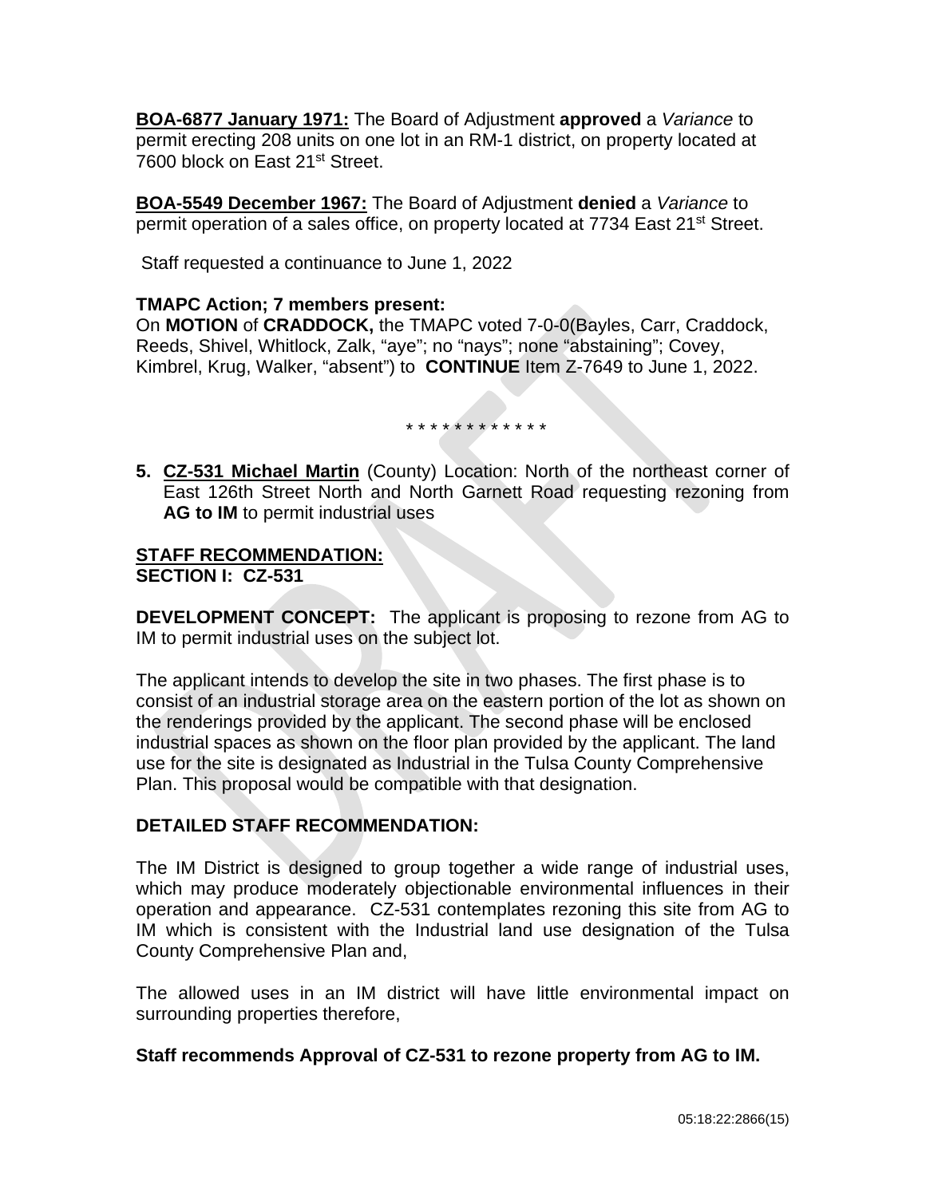**BOA-6877 January 1971:** The Board of Adjustment **approved** a *Variance* to permit erecting 208 units on one lot in an RM-1 district, on property located at 7600 block on East 21st Street.

**BOA-5549 December 1967:** The Board of Adjustment **denied** a *Variance* to permit operation of a sales office, on property located at 7734 East 21st Street.

Staff requested a continuance to June 1, 2022

**TMAPC Action; 7 members present:**
On **MOTION** of **CRADDOCK,** the TMAPC voted 7-0-0(Bayles, Carr, Craddock, Reeds, Shivel, Whitlock, Zalk, "aye"; no "nays"; none "abstaining"; Covey, Kimbrel, Krug, Walker, "absent") to **CONTINUE** Item Z-7649 to June 1, 2022.

\* \* \* \* \* \* \* \* \* \* \* \* \*

**5.** **CZ-531 Michael Martin** (County) Location: North of the northeast corner of East 126th Street North and North Garnett Road requesting rezoning from **AG to IM** to permit industrial uses

**STAFF RECOMMENDATION:**
**SECTION I: CZ-531**

**DEVELOPMENT CONCEPT:** The applicant is proposing to rezone from AG to IM to permit industrial uses on the subject lot.

The applicant intends to develop the site in two phases. The first phase is to consist of an industrial storage area on the eastern portion of the lot as shown on the renderings provided by the applicant. The second phase will be enclosed industrial spaces as shown on the floor plan provided by the applicant. The land use for the site is designated as Industrial in the Tulsa County Comprehensive Plan. This proposal would be compatible with that designation.

**DETAILED STAFF RECOMMENDATION:**

The IM District is designed to group together a wide range of industrial uses, which may produce moderately objectionable environmental influences in their operation and appearance. CZ-531 contemplates rezoning this site from AG to IM which is consistent with the Industrial land use designation of the Tulsa County Comprehensive Plan and,

The allowed uses in an IM district will have little environmental impact on surrounding properties therefore,

**Staff recommends Approval of CZ-531 to rezone property from AG to IM.**

05:18:22:2866(15)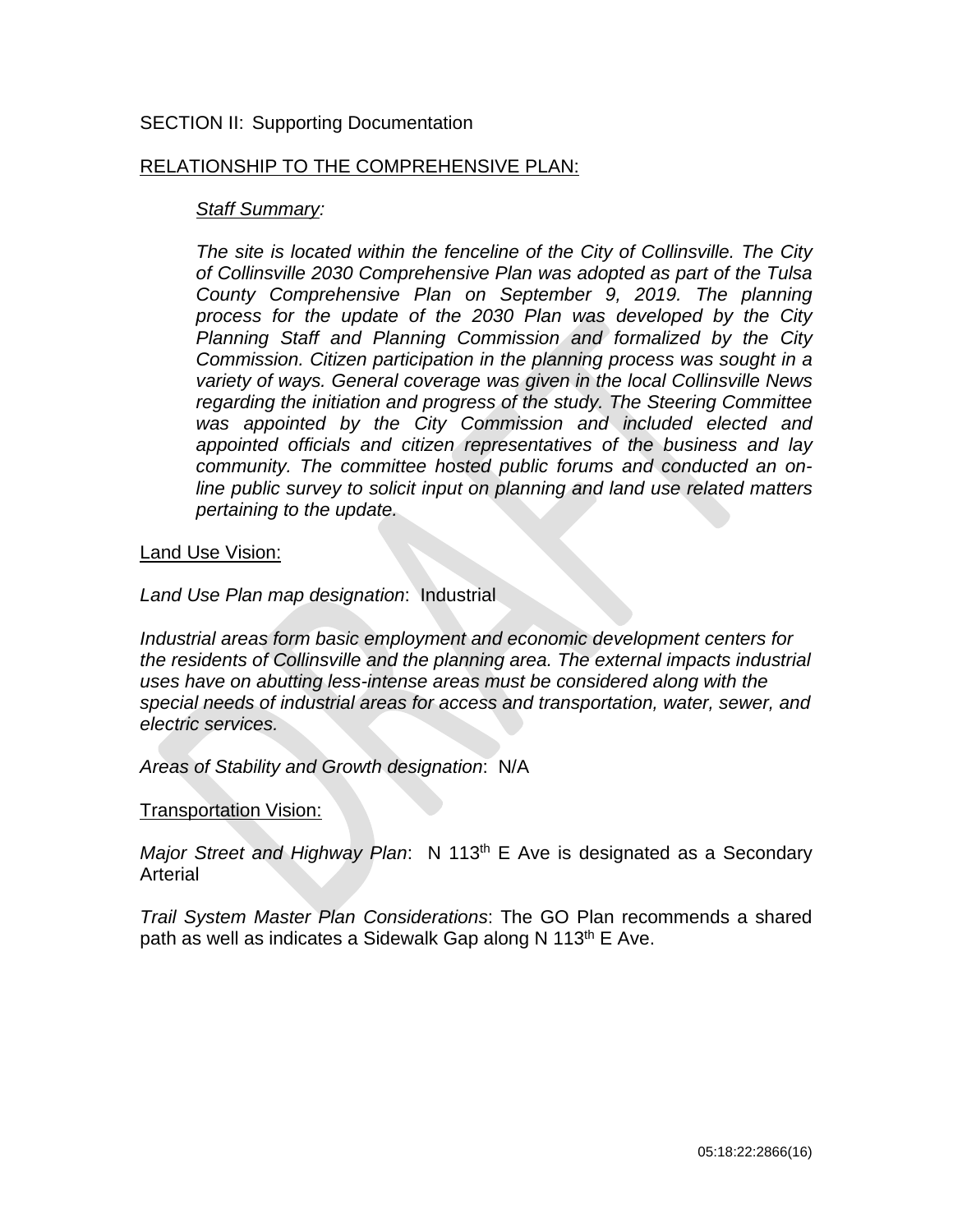SECTION II: Supporting Documentation

RELATIONSHIP TO THE COMPREHENSIVE PLAN:

*Staff Summary:*

*The site is located within the fenceline of the City of Collinsville. The City of Collinsville 2030 Comprehensive Plan was adopted as part of the Tulsa County Comprehensive Plan on September 9, 2019. The planning process for the update of the 2030 Plan was developed by the City Planning Staff and Planning Commission and formalized by the City Commission. Citizen participation in the planning process was sought in a variety of ways. General coverage was given in the local Collinsville News regarding the initiation and progress of the study. The Steering Committee was appointed by the City Commission and included elected and appointed officials and citizen representatives of the business and lay community. The committee hosted public forums and conducted an on-line public survey to solicit input on planning and land use related matters pertaining to the update.*

Land Use Vision:

*Land Use Plan map designation*: Industrial

*Industrial areas form basic employment and economic development centers for the residents of Collinsville and the planning area. The external impacts industrial uses have on abutting less-intense areas must be considered along with the special needs of industrial areas for access and transportation, water, sewer, and electric services.*

*Areas of Stability and Growth designation*: N/A

Transportation Vision:

*Major Street and Highway Plan*: N 113th E Ave is designated as a Secondary Arterial

*Trail System Master Plan Considerations*: The GO Plan recommends a shared path as well as indicates a Sidewalk Gap along N 113th E Ave.

05:18:22:2866(16)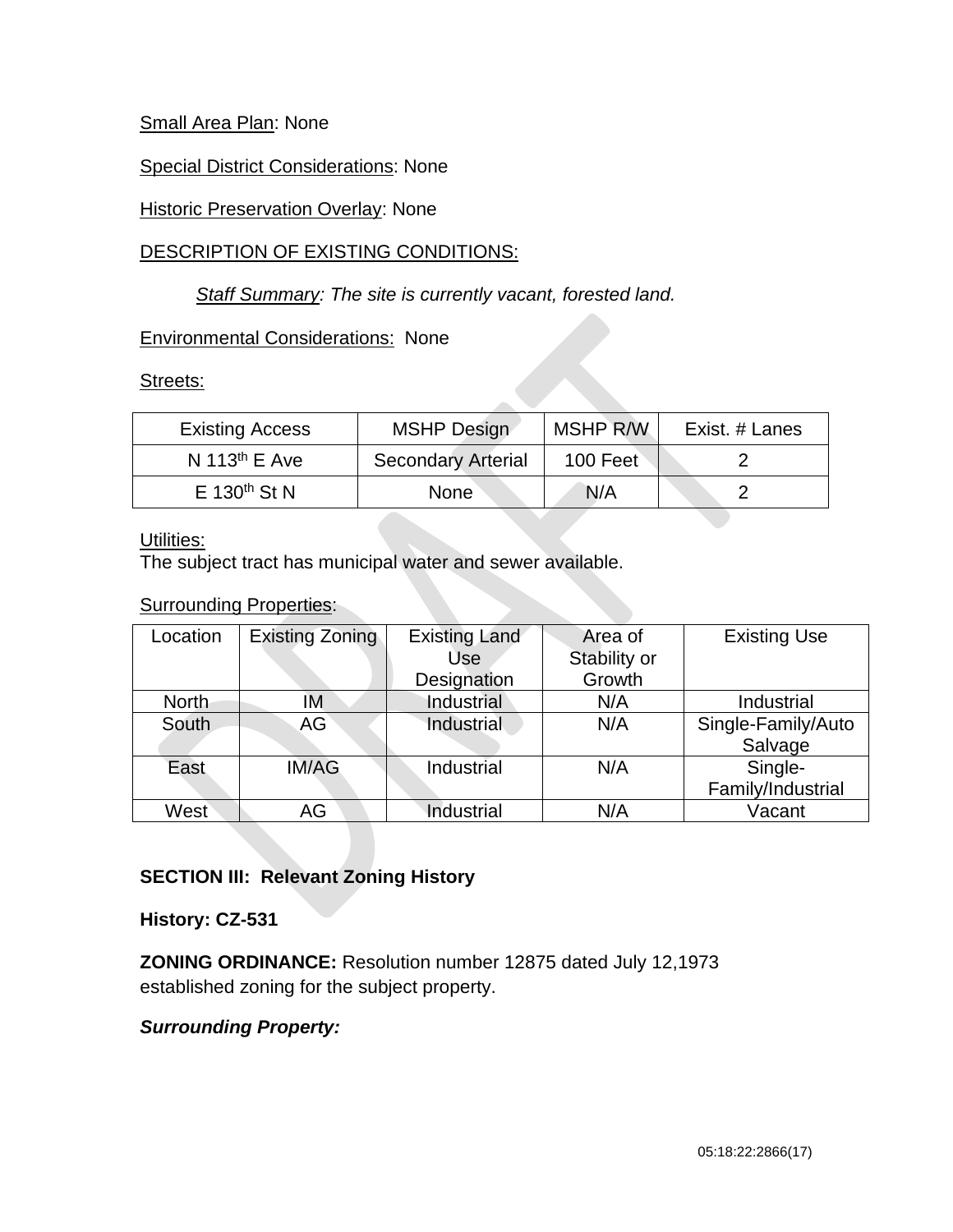Small Area Plan: None

Special District Considerations: None

Historic Preservation Overlay: None

DESCRIPTION OF EXISTING CONDITIONS:

*Staff Summary: The site is currently vacant, forested land.*

Environmental Considerations: None

Streets:

| Existing Access | MSHP Design | MSHP R/W | Exist. # Lanes |
|---|---|---|---|
| N 113th E Ave | Secondary Arterial | 100 Feet | 2 |
| E 130th St N | None | N/A | 2 |

Utilities:
The subject tract has municipal water and sewer available.

Surrounding Properties:

| Location | Existing Zoning | Existing Land Use Designation | Area of Stability or Growth | Existing Use |
|---|---|---|---|---|
| North | IM | Industrial | N/A | Industrial |
| South | AG | Industrial | N/A | Single-Family/Auto Salvage |
| East | IM/AG | Industrial | N/A | Single-Family/Industrial |
| West | AG | Industrial | N/A | Vacant |

**SECTION III: Relevant Zoning History**

**History: CZ-531**

**ZONING ORDINANCE:** Resolution number 12875 dated July 12,1973 established zoning for the subject property.

***Surrounding Property:***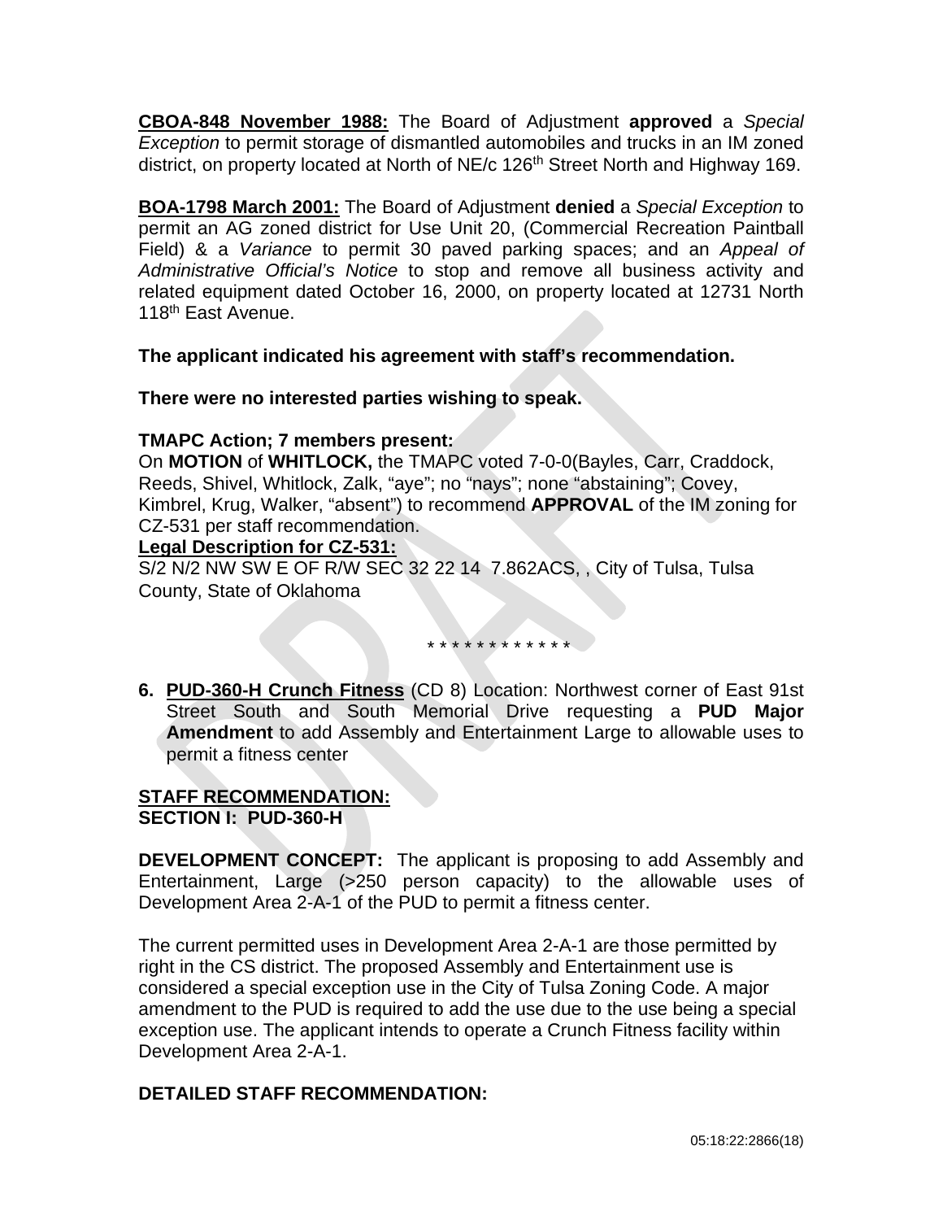**CBOA-848 November 1988:** The Board of Adjustment **approved** a *Special Exception* to permit storage of dismantled automobiles and trucks in an IM zoned district, on property located at North of NE/c 126th Street North and Highway 169.

**BOA-1798 March 2001:** The Board of Adjustment **denied** a *Special Exception* to permit an AG zoned district for Use Unit 20, (Commercial Recreation Paintball Field) & a *Variance* to permit 30 paved parking spaces; and an *Appeal of Administrative Official's Notice* to stop and remove all business activity and related equipment dated October 16, 2000, on property located at 12731 North 118th East Avenue.

**The applicant indicated his agreement with staff's recommendation.**

**There were no interested parties wishing to speak.**

**TMAPC Action; 7 members present:**
On **MOTION** of **WHITLOCK,** the TMAPC voted 7-0-0(Bayles, Carr, Craddock, Reeds, Shivel, Whitlock, Zalk, "aye"; no "nays"; none "abstaining"; Covey, Kimbrel, Krug, Walker, "absent") to recommend **APPROVAL** of the IM zoning for CZ-531 per staff recommendation.

**Legal Description for CZ-531:**
S/2 N/2 NW SW E OF R/W SEC 32 22 14 7.862ACS, , City of Tulsa, Tulsa County, State of Oklahoma

\* \* \* \* \* \* \* \* \* \* \* \*

6. **PUD-360-H Crunch Fitness** (CD 8) Location: Northwest corner of East 91st Street South and South Memorial Drive requesting a **PUD Major Amendment** to add Assembly and Entertainment Large to allowable uses to permit a fitness center

**STAFF RECOMMENDATION:**
**SECTION I: PUD-360-H**

**DEVELOPMENT CONCEPT:** The applicant is proposing to add Assembly and Entertainment, Large (>250 person capacity) to the allowable uses of Development Area 2-A-1 of the PUD to permit a fitness center.

The current permitted uses in Development Area 2-A-1 are those permitted by right in the CS district. The proposed Assembly and Entertainment use is considered a special exception use in the City of Tulsa Zoning Code. A major amendment to the PUD is required to add the use due to the use being a special exception use. The applicant intends to operate a Crunch Fitness facility within Development Area 2-A-1.

**DETAILED STAFF RECOMMENDATION:**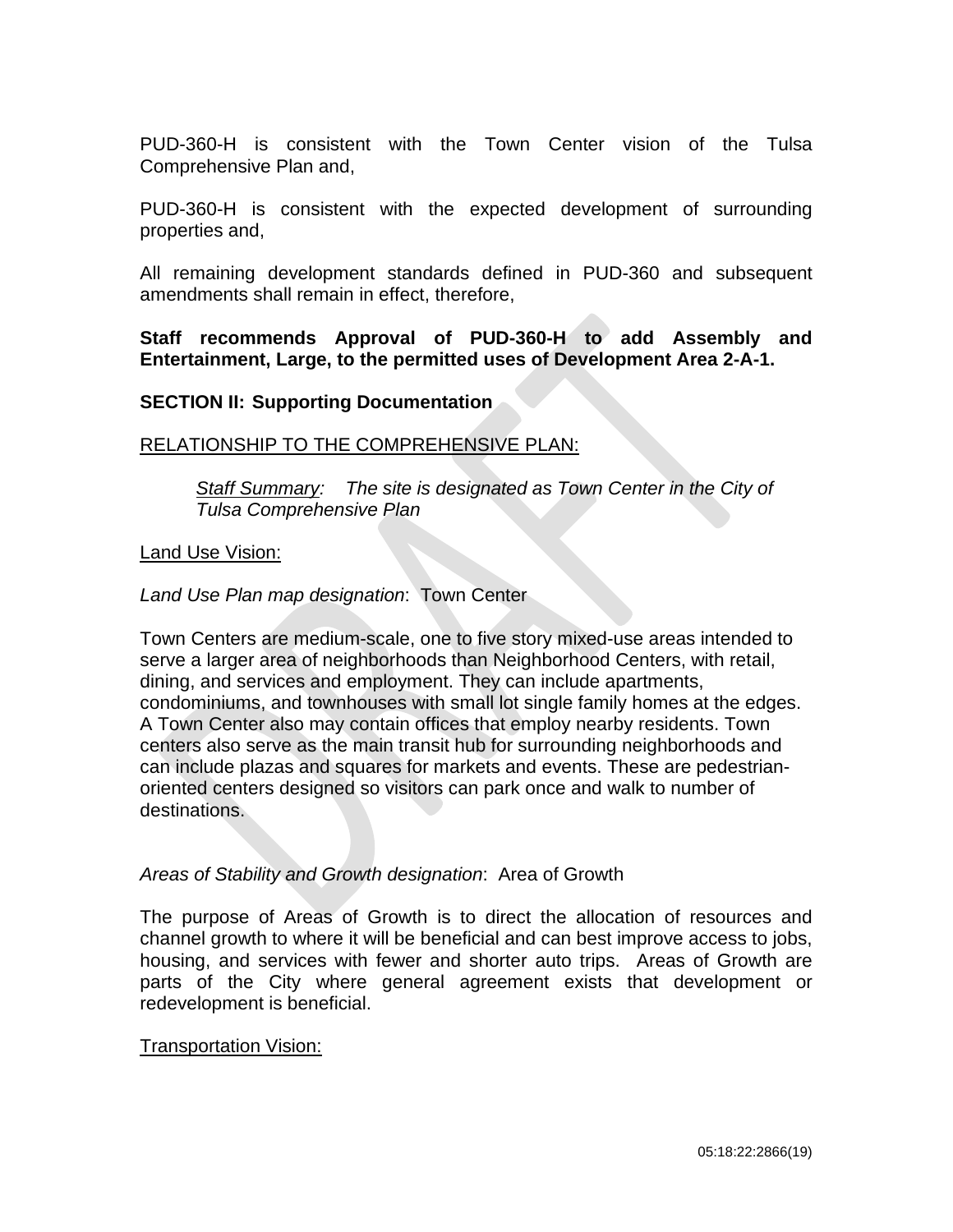PUD-360-H is consistent with the Town Center vision of the Tulsa Comprehensive Plan and,

PUD-360-H is consistent with the expected development of surrounding properties and,

All remaining development standards defined in PUD-360 and subsequent amendments shall remain in effect, therefore,

**Staff recommends Approval of PUD-360-H to add Assembly and Entertainment, Large, to the permitted uses of Development Area 2-A-1.**

**SECTION II: Supporting Documentation**

RELATIONSHIP TO THE COMPREHENSIVE PLAN:

> *Staff Summary: The site is designated as Town Center in the City of Tulsa Comprehensive Plan*

Land Use Vision:

*Land Use Plan map designation*: Town Center

Town Centers are medium-scale, one to five story mixed-use areas intended to serve a larger area of neighborhoods than Neighborhood Centers, with retail, dining, and services and employment. They can include apartments, condominiums, and townhouses with small lot single family homes at the edges. A Town Center also may contain offices that employ nearby residents. Town centers also serve as the main transit hub for surrounding neighborhoods and can include plazas and squares for markets and events. These are pedestrian-oriented centers designed so visitors can park once and walk to number of destinations.

*Areas of Stability and Growth designation*: Area of Growth

The purpose of Areas of Growth is to direct the allocation of resources and channel growth to where it will be beneficial and can best improve access to jobs, housing, and services with fewer and shorter auto trips. Areas of Growth are parts of the City where general agreement exists that development or redevelopment is beneficial.

Transportation Vision: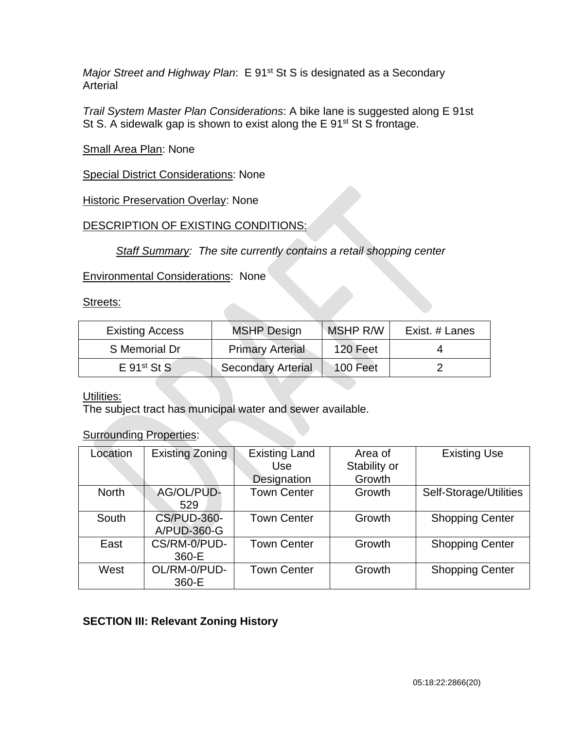*Major Street and Highway Plan*: E 91st St S is designated as a Secondary Arterial

*Trail System Master Plan Considerations*: A bike lane is suggested along E 91st St S. A sidewalk gap is shown to exist along the E 91st St S frontage.

Small Area Plan: None

Special District Considerations: None

Historic Preservation Overlay: None

DESCRIPTION OF EXISTING CONDITIONS:

*Staff Summary: The site currently contains a retail shopping center*

Environmental Considerations: None

Streets:

| Existing Access | MSHP Design | MSHP R/W | Exist. # Lanes |
|---|---|---|---|
| S Memorial Dr | Primary Arterial | 120 Feet | 4 |
| E 91st St S | Secondary Arterial | 100 Feet | 2 |

Utilities:
The subject tract has municipal water and sewer available.

Surrounding Properties:

| Location | Existing Zoning | Existing Land Use Designation | Area of Stability or Growth | Existing Use |
|---|---|---|---|---|
| North | AG/OL/PUD-529 | Town Center | Growth | Self-Storage/Utilities |
| South | CS/PUD-360-A/PUD-360-G | Town Center | Growth | Shopping Center |
| East | CS/RM-0/PUD-360-E | Town Center | Growth | Shopping Center |
| West | OL/RM-0/PUD-360-E | Town Center | Growth | Shopping Center |

**SECTION III: Relevant Zoning History**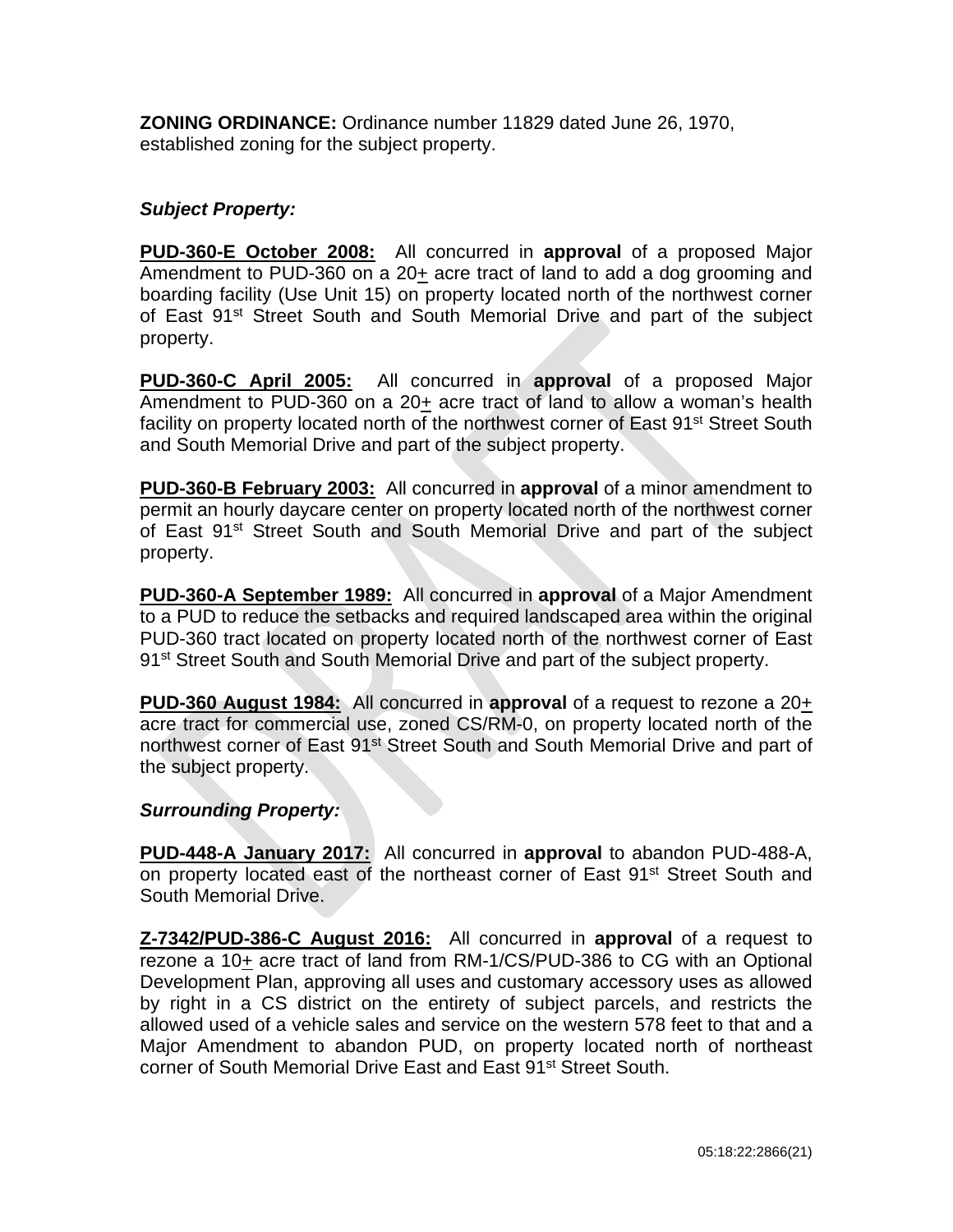**ZONING ORDINANCE:** Ordinance number 11829 dated June 26, 1970, established zoning for the subject property.

***Subject Property:***

**PUD-360-E October 2008:** All concurred in **approval** of a proposed Major Amendment to PUD-360 on a 20+ acre tract of land to add a dog grooming and boarding facility (Use Unit 15) on property located north of the northwest corner of East 91st Street South and South Memorial Drive and part of the subject property.

**PUD-360-C April 2005:** All concurred in **approval** of a proposed Major Amendment to PUD-360 on a 20+ acre tract of land to allow a woman's health facility on property located north of the northwest corner of East 91st Street South and South Memorial Drive and part of the subject property.

**PUD-360-B February 2003:** All concurred in **approval** of a minor amendment to permit an hourly daycare center on property located north of the northwest corner of East 91st Street South and South Memorial Drive and part of the subject property.

**PUD-360-A September 1989:** All concurred in **approval** of a Major Amendment to a PUD to reduce the setbacks and required landscaped area within the original PUD-360 tract located on property located north of the northwest corner of East 91st Street South and South Memorial Drive and part of the subject property.

**PUD-360 August 1984:** All concurred in **approval** of a request to rezone a 20+ acre tract for commercial use, zoned CS/RM-0, on property located north of the northwest corner of East 91st Street South and South Memorial Drive and part of the subject property.

***Surrounding Property:***

**PUD-448-A January 2017:** All concurred in **approval** to abandon PUD-488-A, on property located east of the northeast corner of East 91st Street South and South Memorial Drive.

**Z-7342/PUD-386-C August 2016:** All concurred in **approval** of a request to rezone a 10+ acre tract of land from RM-1/CS/PUD-386 to CG with an Optional Development Plan, approving all uses and customary accessory uses as allowed by right in a CS district on the entirety of subject parcels, and restricts the allowed used of a vehicle sales and service on the western 578 feet to that and a Major Amendment to abandon PUD, on property located north of northeast corner of South Memorial Drive East and East 91st Street South.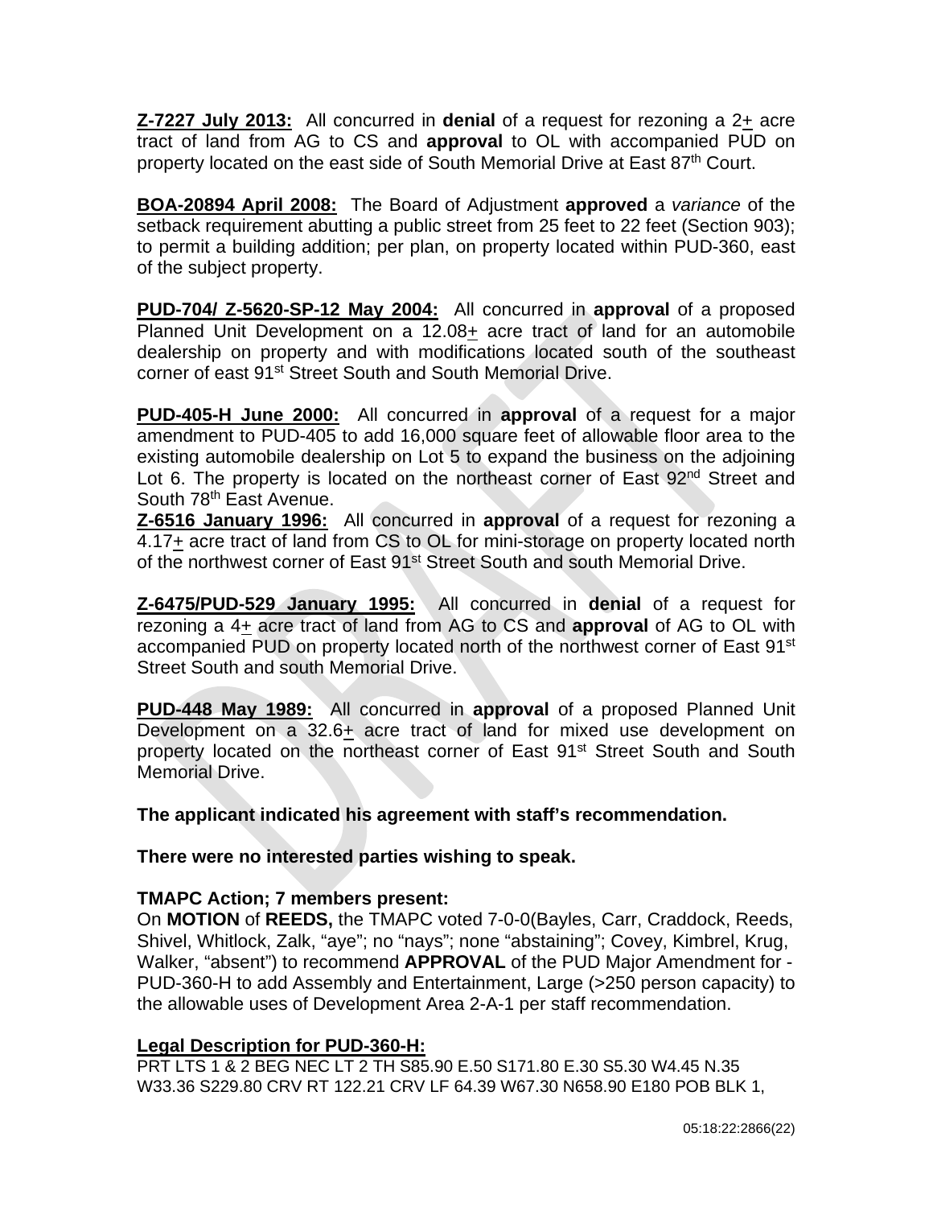**Z-7227 July 2013:** All concurred in **denial** of a request for rezoning a 2+ acre tract of land from AG to CS and **approval** to OL with accompanied PUD on property located on the east side of South Memorial Drive at East 87th Court.

**BOA-20894 April 2008:** The Board of Adjustment **approved** a *variance* of the setback requirement abutting a public street from 25 feet to 22 feet (Section 903); to permit a building addition; per plan, on property located within PUD-360, east of the subject property.

**PUD-704/ Z-5620-SP-12 May 2004:** All concurred in **approval** of a proposed Planned Unit Development on a 12.08+ acre tract of land for an automobile dealership on property and with modifications located south of the southeast corner of east 91st Street South and South Memorial Drive.

**PUD-405-H June 2000:** All concurred in **approval** of a request for a major amendment to PUD-405 to add 16,000 square feet of allowable floor area to the existing automobile dealership on Lot 5 to expand the business on the adjoining Lot 6. The property is located on the northeast corner of East 92nd Street and South 78th East Avenue.

**Z-6516 January 1996:** All concurred in **approval** of a request for rezoning a 4.17+ acre tract of land from CS to OL for mini-storage on property located north of the northwest corner of East 91st Street South and south Memorial Drive.

**Z-6475/PUD-529 January 1995:** All concurred in **denial** of a request for rezoning a 4+ acre tract of land from AG to CS and **approval** of AG to OL with accompanied PUD on property located north of the northwest corner of East 91st Street South and south Memorial Drive.

**PUD-448 May 1989:** All concurred in **approval** of a proposed Planned Unit Development on a 32.6+ acre tract of land for mixed use development on property located on the northeast corner of East 91st Street South and South Memorial Drive.

**The applicant indicated his agreement with staff's recommendation.**

**There were no interested parties wishing to speak.**

**TMAPC Action; 7 members present:**

On **MOTION** of **REEDS,** the TMAPC voted 7-0-0(Bayles, Carr, Craddock, Reeds, Shivel, Whitlock, Zalk, "aye"; no "nays"; none "abstaining"; Covey, Kimbrel, Krug, Walker, "absent") to recommend **APPROVAL** of the PUD Major Amendment for - PUD-360-H to add Assembly and Entertainment, Large (>250 person capacity) to the allowable uses of Development Area 2-A-1 per staff recommendation.

**Legal Description for PUD-360-H:**

PRT LTS 1 & 2 BEG NEC LT 2 TH S85.90 E.50 S171.80 E.30 S5.30 W4.45 N.35 W33.36 S229.80 CRV RT 122.21 CRV LF 64.39 W67.30 N658.90 E180 POB BLK 1,

05:18:22:2866(22)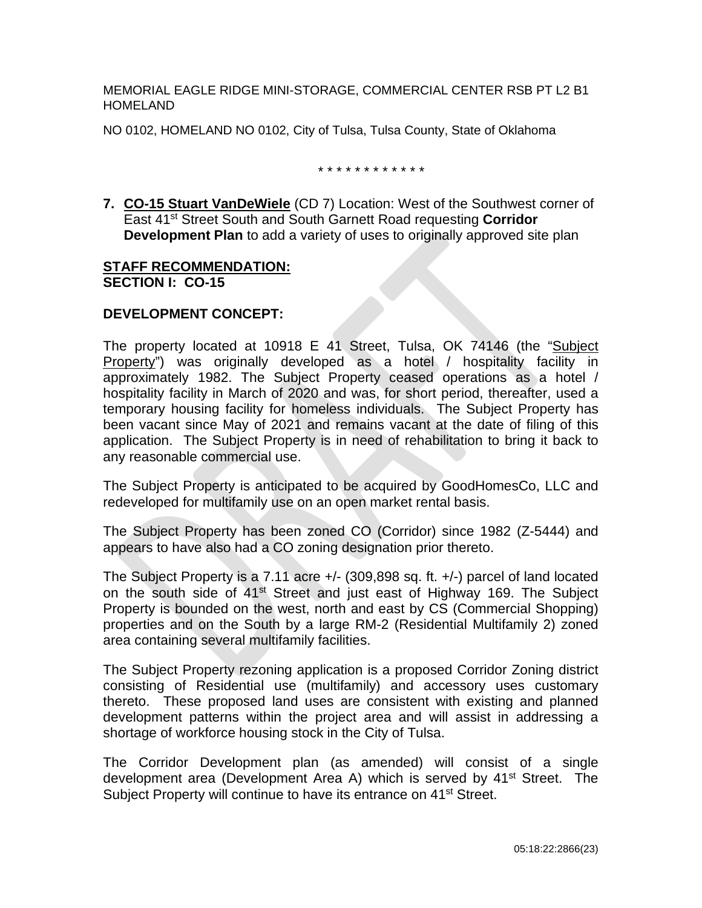MEMORIAL EAGLE RIDGE MINI-STORAGE, COMMERCIAL CENTER RSB PT L2 B1 HOMELAND

NO 0102, HOMELAND NO 0102, City of Tulsa, Tulsa County, State of Oklahoma

\* \* \* \* \* \* \* \* \* \* \* \* \*

**7. CO-15 Stuart VanDeWiele** (CD 7) Location: West of the Southwest corner of East 41st Street South and South Garnett Road requesting **Corridor Development Plan** to add a variety of uses to originally approved site plan

**STAFF RECOMMENDATION:**
**SECTION I: CO-15**

**DEVELOPMENT CONCEPT:**

The property located at 10918 E 41 Street, Tulsa, OK 74146 (the "Subject Property") was originally developed as a hotel / hospitality facility in approximately 1982. The Subject Property ceased operations as a hotel / hospitality facility in March of 2020 and was, for short period, thereafter, used a temporary housing facility for homeless individuals. The Subject Property has been vacant since May of 2021 and remains vacant at the date of filing of this application. The Subject Property is in need of rehabilitation to bring it back to any reasonable commercial use.

The Subject Property is anticipated to be acquired by GoodHomesCo, LLC and redeveloped for multifamily use on an open market rental basis.

The Subject Property has been zoned CO (Corridor) since 1982 (Z-5444) and appears to have also had a CO zoning designation prior thereto.

The Subject Property is a 7.11 acre +/- (309,898 sq. ft. +/-) parcel of land located on the south side of 41st Street and just east of Highway 169. The Subject Property is bounded on the west, north and east by CS (Commercial Shopping) properties and on the South by a large RM-2 (Residential Multifamily 2) zoned area containing several multifamily facilities.

The Subject Property rezoning application is a proposed Corridor Zoning district consisting of Residential use (multifamily) and accessory uses customary thereto. These proposed land uses are consistent with existing and planned development patterns within the project area and will assist in addressing a shortage of workforce housing stock in the City of Tulsa.

The Corridor Development plan (as amended) will consist of a single development area (Development Area A) which is served by 41st Street. The Subject Property will continue to have its entrance on 41st Street.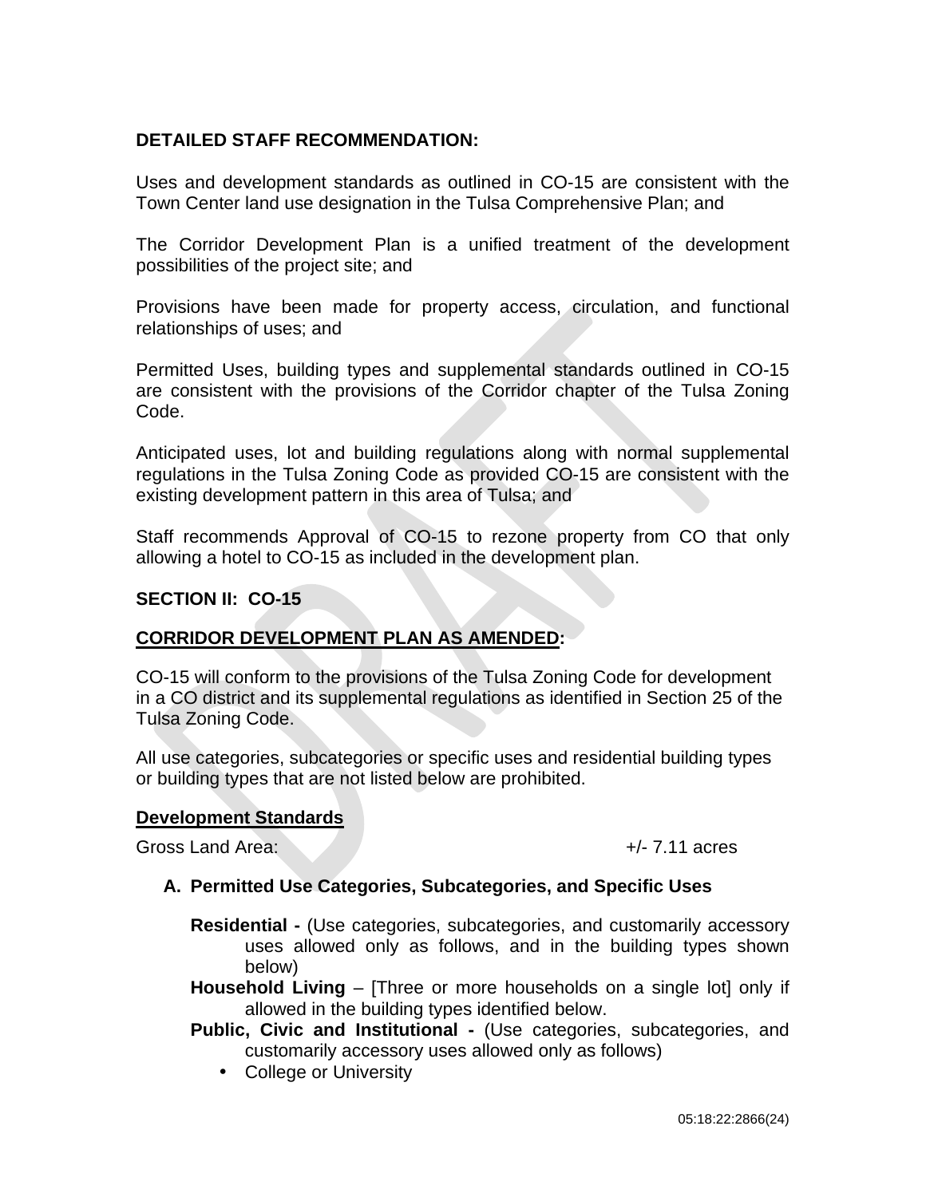**DETAILED STAFF RECOMMENDATION:**

Uses and development standards as outlined in CO-15 are consistent with the Town Center land use designation in the Tulsa Comprehensive Plan; and

The Corridor Development Plan is a unified treatment of the development possibilities of the project site; and

Provisions have been made for property access, circulation, and functional relationships of uses; and

Permitted Uses, building types and supplemental standards outlined in CO-15 are consistent with the provisions of the Corridor chapter of the Tulsa Zoning Code.

Anticipated uses, lot and building regulations along with normal supplemental regulations in the Tulsa Zoning Code as provided CO-15 are consistent with the existing development pattern in this area of Tulsa; and

Staff recommends Approval of CO-15 to rezone property from CO that only allowing a hotel to CO-15 as included in the development plan.

**SECTION II: CO-15**

**CORRIDOR DEVELOPMENT PLAN AS AMENDED:**

CO-15 will conform to the provisions of the Tulsa Zoning Code for development in a CO district and its supplemental regulations as identified in Section 25 of the Tulsa Zoning Code.

All use categories, subcategories or specific uses and residential building types or building types that are not listed below are prohibited.

**Development Standards**

Gross Land Area: +/- 7.11 acres

**A. Permitted Use Categories, Subcategories, and Specific Uses**

**Residential -** (Use categories, subcategories, and customarily accessory uses allowed only as follows, and in the building types shown below)

**Household Living** – [Three or more households on a single lot] only if allowed in the building types identified below.

**Public, Civic and Institutional -** (Use categories, subcategories, and customarily accessory uses allowed only as follows)

- College or University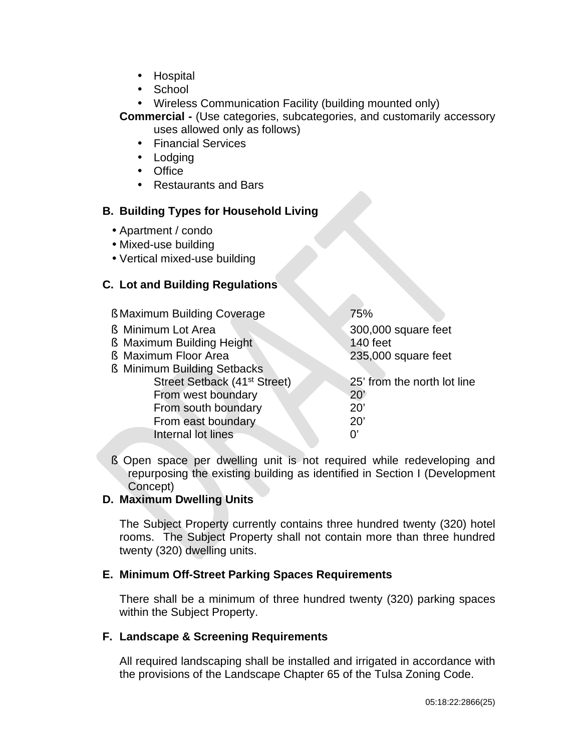- Hospital
- School
- Wireless Communication Facility (building mounted only)

**Commercial -** (Use categories, subcategories, and customarily accessory uses allowed only as follows)

- Financial Services
- Lodging
- Office
- Restaurants and Bars

**B. Building Types for Household Living**

- Apartment / condo
- Mixed-use building
- Vertical mixed-use building

**C. Lot and Building Regulations**

| | |
|---|---|
| ß Maximum Building Coverage | 75% |
| ß Minimum Lot Area | 300,000 square feet |
| ß Maximum Building Height | 140 feet |
| ß Maximum Floor Area | 235,000 square feet |
| ß Minimum Building Setbacks | |
| Street Setback (41st Street) | 25’ from the north lot line |
| From west boundary | 20’ |
| From south boundary | 20’ |
| From east boundary | 20’ |
| Internal lot lines | 0’ |

ß Open space per dwelling unit is not required while redeveloping and repurposing the existing building as identified in Section I (Development Concept)

**D. Maximum Dwelling Units**

The Subject Property currently contains three hundred twenty (320) hotel rooms. The Subject Property shall not contain more than three hundred twenty (320) dwelling units.

**E. Minimum Off-Street Parking Spaces Requirements**

There shall be a minimum of three hundred twenty (320) parking spaces within the Subject Property.

**F. Landscape & Screening Requirements**

All required landscaping shall be installed and irrigated in accordance with the provisions of the Landscape Chapter 65 of the Tulsa Zoning Code.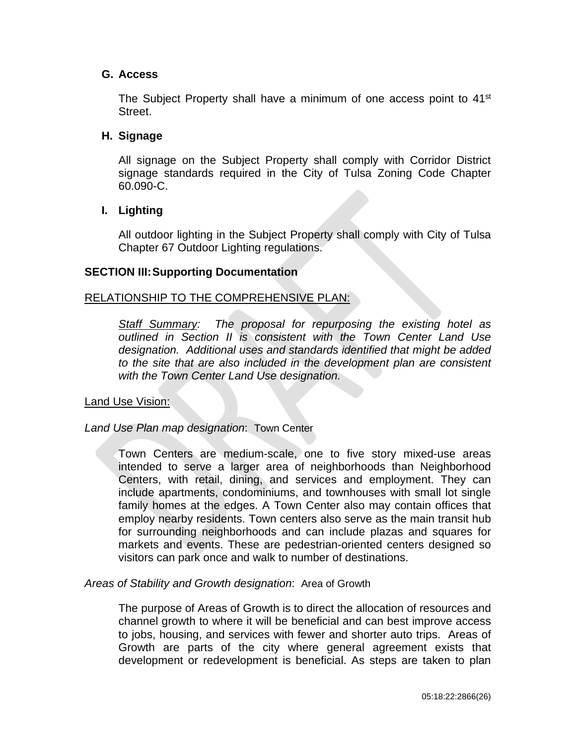### G. Access

The Subject Property shall have a minimum of one access point to 41st Street.

### H. Signage

All signage on the Subject Property shall comply with Corridor District signage standards required in the City of Tulsa Zoning Code Chapter 60.090-C.

### I. Lighting

All outdoor lighting in the Subject Property shall comply with City of Tulsa Chapter 67 Outdoor Lighting regulations.

## SECTION III: Supporting Documentation

RELATIONSHIP TO THE COMPREHENSIVE PLAN:

*Staff Summary: The proposal for repurposing the existing hotel as outlined in Section II is consistent with the Town Center Land Use designation. Additional uses and standards identified that might be added to the site that are also included in the development plan are consistent with the Town Center Land Use designation.*

Land Use Vision:

*Land Use Plan map designation*: Town Center

Town Centers are medium-scale, one to five story mixed-use areas intended to serve a larger area of neighborhoods than Neighborhood Centers, with retail, dining, and services and employment. They can include apartments, condominiums, and townhouses with small lot single family homes at the edges. A Town Center also may contain offices that employ nearby residents. Town centers also serve as the main transit hub for surrounding neighborhoods and can include plazas and squares for markets and events. These are pedestrian-oriented centers designed so visitors can park once and walk to number of destinations.

*Areas of Stability and Growth designation*: Area of Growth

The purpose of Areas of Growth is to direct the allocation of resources and channel growth to where it will be beneficial and can best improve access to jobs, housing, and services with fewer and shorter auto trips. Areas of Growth are parts of the city where general agreement exists that development or redevelopment is beneficial. As steps are taken to plan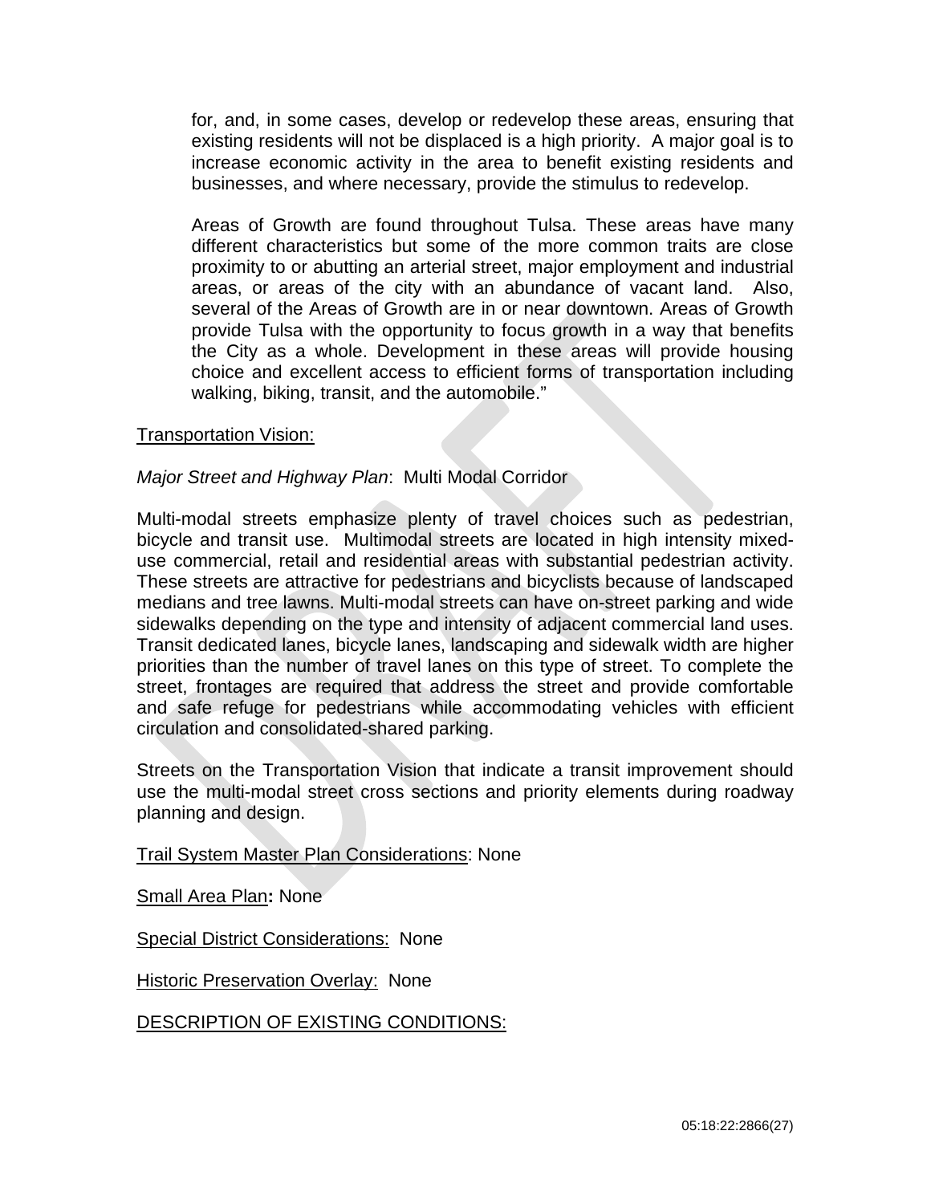for, and, in some cases, develop or redevelop these areas, ensuring that existing residents will not be displaced is a high priority. A major goal is to increase economic activity in the area to benefit existing residents and businesses, and where necessary, provide the stimulus to redevelop.

Areas of Growth are found throughout Tulsa. These areas have many different characteristics but some of the more common traits are close proximity to or abutting an arterial street, major employment and industrial areas, or areas of the city with an abundance of vacant land. Also, several of the Areas of Growth are in or near downtown. Areas of Growth provide Tulsa with the opportunity to focus growth in a way that benefits the City as a whole. Development in these areas will provide housing choice and excellent access to efficient forms of transportation including walking, biking, transit, and the automobile."

Transportation Vision:

*Major Street and Highway Plan*: Multi Modal Corridor

Multi-modal streets emphasize plenty of travel choices such as pedestrian, bicycle and transit use. Multimodal streets are located in high intensity mixed-use commercial, retail and residential areas with substantial pedestrian activity. These streets are attractive for pedestrians and bicyclists because of landscaped medians and tree lawns. Multi-modal streets can have on-street parking and wide sidewalks depending on the type and intensity of adjacent commercial land uses. Transit dedicated lanes, bicycle lanes, landscaping and sidewalk width are higher priorities than the number of travel lanes on this type of street. To complete the street, frontages are required that address the street and provide comfortable and safe refuge for pedestrians while accommodating vehicles with efficient circulation and consolidated-shared parking.

Streets on the Transportation Vision that indicate a transit improvement should use the multi-modal street cross sections and priority elements during roadway planning and design.

Trail System Master Plan Considerations: None

Small Area Plan**:** None

Special District Considerations: None

Historic Preservation Overlay: None

DESCRIPTION OF EXISTING CONDITIONS: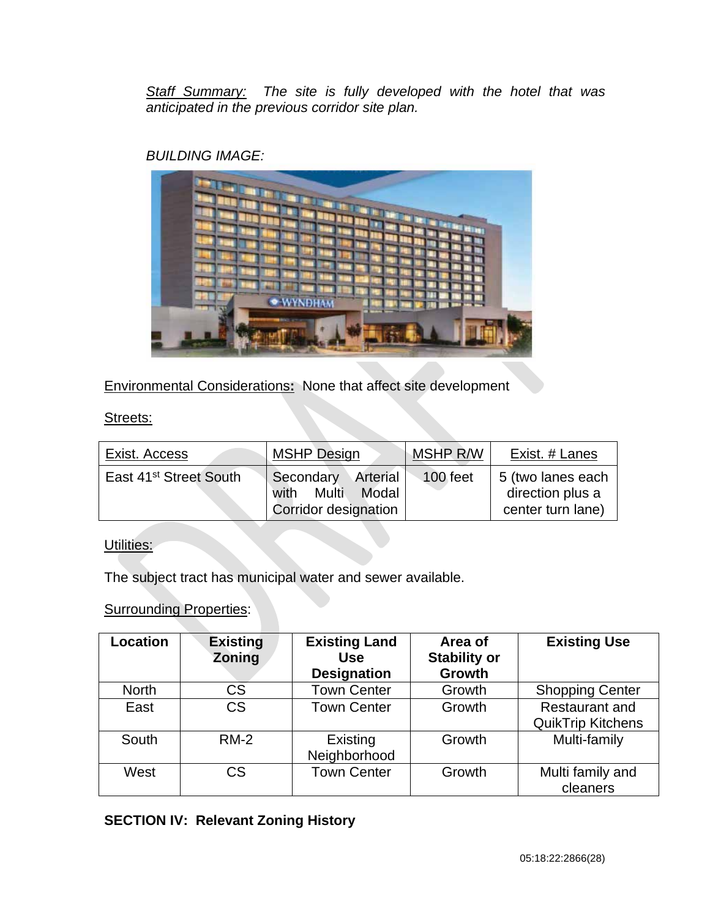*Staff Summary: The site is fully developed with the hotel that was anticipated in the previous corridor site plan.*

*BUILDING IMAGE:*

Environmental Considerations**:** None that affect site development

Streets:

| Exist. Access | MSHP Design | MSHP R/W | Exist. # Lanes |
|---|---|---|---|
| East 41st Street South | Secondary Arterial with Multi Modal Corridor designation | 100 feet | 5 (two lanes each direction plus a center turn lane) |

Utilities:

The subject tract has municipal water and sewer available.

Surrounding Properties:

| Location | Existing Zoning | Existing Land Use Designation | Area of Stability or Growth | Existing Use |
|---|---|---|---|---|
| North | CS | Town Center | Growth | Shopping Center |
| East | CS | Town Center | Growth | Restaurant and QuikTrip Kitchens |
| South | RM-2 | Existing Neighborhood | Growth | Multi-family |
| West | CS | Town Center | Growth | Multi family and cleaners |

**SECTION IV: Relevant Zoning History**

05:18:22:2866(28)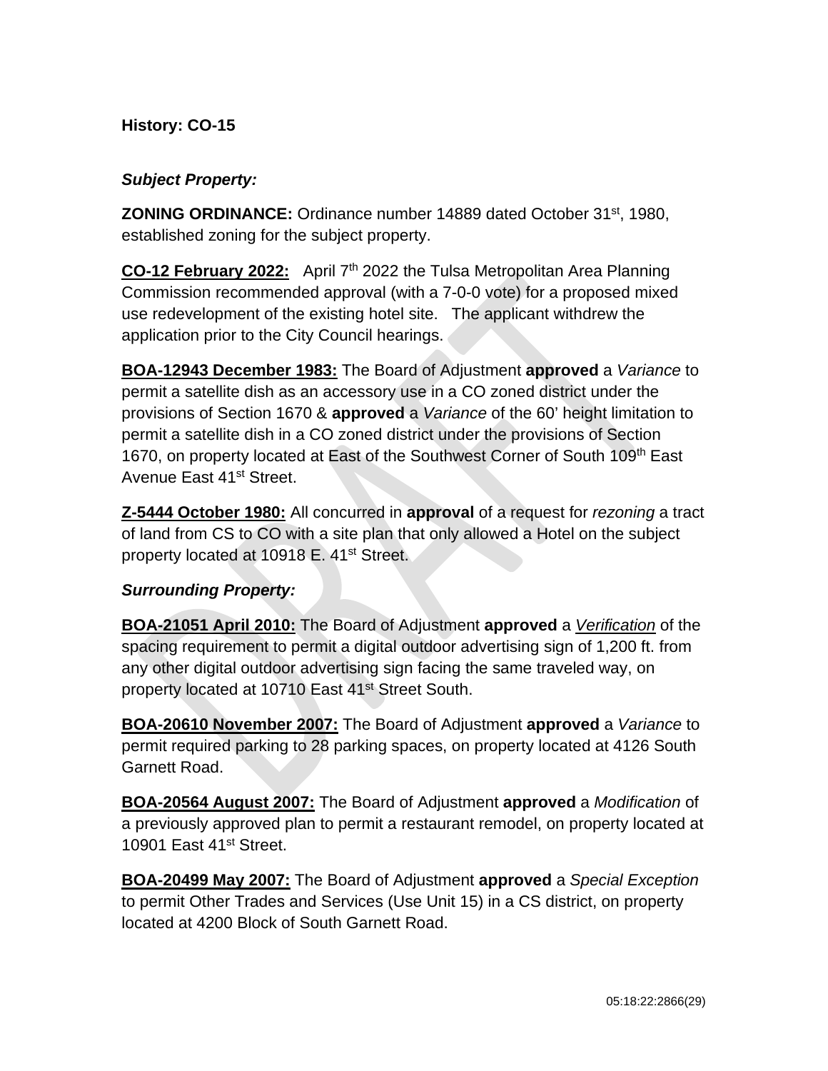**History: CO-15**

***Subject Property:***

**ZONING ORDINANCE:** Ordinance number 14889 dated October 31st, 1980, established zoning for the subject property.

**CO-12 February 2022:** April 7th 2022 the Tulsa Metropolitan Area Planning Commission recommended approval (with a 7-0-0 vote) for a proposed mixed use redevelopment of the existing hotel site. The applicant withdrew the application prior to the City Council hearings.

**BOA-12943 December 1983:** The Board of Adjustment **approved** a *Variance* to permit a satellite dish as an accessory use in a CO zoned district under the provisions of Section 1670 & **approved** a *Variance* of the 60' height limitation to permit a satellite dish in a CO zoned district under the provisions of Section 1670, on property located at East of the Southwest Corner of South 109th East Avenue East 41st Street.

**Z-5444 October 1980:** All concurred in **approval** of a request for *rezoning* a tract of land from CS to CO with a site plan that only allowed a Hotel on the subject property located at 10918 E. 41st Street.

***Surrounding Property:***

**BOA-21051 April 2010:** The Board of Adjustment **approved** a *Verification* of the spacing requirement to permit a digital outdoor advertising sign of 1,200 ft. from any other digital outdoor advertising sign facing the same traveled way, on property located at 10710 East 41st Street South.

**BOA-20610 November 2007:** The Board of Adjustment **approved** a *Variance* to permit required parking to 28 parking spaces, on property located at 4126 South Garnett Road.

**BOA-20564 August 2007:** The Board of Adjustment **approved** a *Modification* of a previously approved plan to permit a restaurant remodel, on property located at 10901 East 41st Street.

**BOA-20499 May 2007:** The Board of Adjustment **approved** a *Special Exception* to permit Other Trades and Services (Use Unit 15) in a CS district, on property located at 4200 Block of South Garnett Road.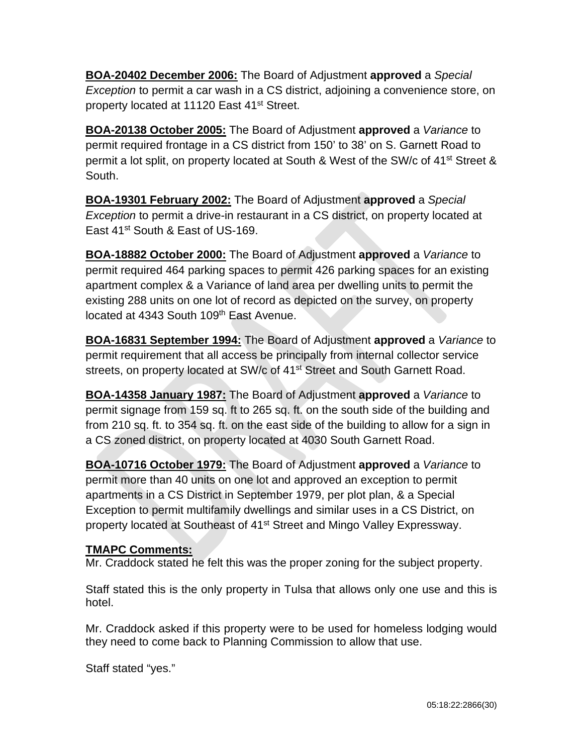**BOA-20402 December 2006:** The Board of Adjustment **approved** a *Special Exception* to permit a car wash in a CS district, adjoining a convenience store, on property located at 11120 East 41st Street.

**BOA-20138 October 2005:** The Board of Adjustment **approved** a *Variance* to permit required frontage in a CS district from 150' to 38' on S. Garnett Road to permit a lot split, on property located at South & West of the SW/c of 41st Street & South.

**BOA-19301 February 2002:** The Board of Adjustment **approved** a *Special Exception* to permit a drive-in restaurant in a CS district, on property located at East 41st South & East of US-169.

**BOA-18882 October 2000:** The Board of Adjustment **approved** a *Variance* to permit required 464 parking spaces to permit 426 parking spaces for an existing apartment complex & a Variance of land area per dwelling units to permit the existing 288 units on one lot of record as depicted on the survey, on property located at 4343 South 109th East Avenue.

**BOA-16831 September 1994:** The Board of Adjustment **approved** a *Variance* to permit requirement that all access be principally from internal collector service streets, on property located at SW/c of 41st Street and South Garnett Road.

**BOA-14358 January 1987:** The Board of Adjustment **approved** a *Variance* to permit signage from 159 sq. ft to 265 sq. ft. on the south side of the building and from 210 sq. ft. to 354 sq. ft. on the east side of the building to allow for a sign in a CS zoned district, on property located at 4030 South Garnett Road.

**BOA-10716 October 1979:** The Board of Adjustment **approved** a *Variance* to permit more than 40 units on one lot and approved an exception to permit apartments in a CS District in September 1979, per plot plan, & a Special Exception to permit multifamily dwellings and similar uses in a CS District, on property located at Southeast of 41st Street and Mingo Valley Expressway.

**TMAPC Comments:**

Mr. Craddock stated he felt this was the proper zoning for the subject property.

Staff stated this is the only property in Tulsa that allows only one use and this is hotel.

Mr. Craddock asked if this property were to be used for homeless lodging would they need to come back to Planning Commission to allow that use.

Staff stated "yes."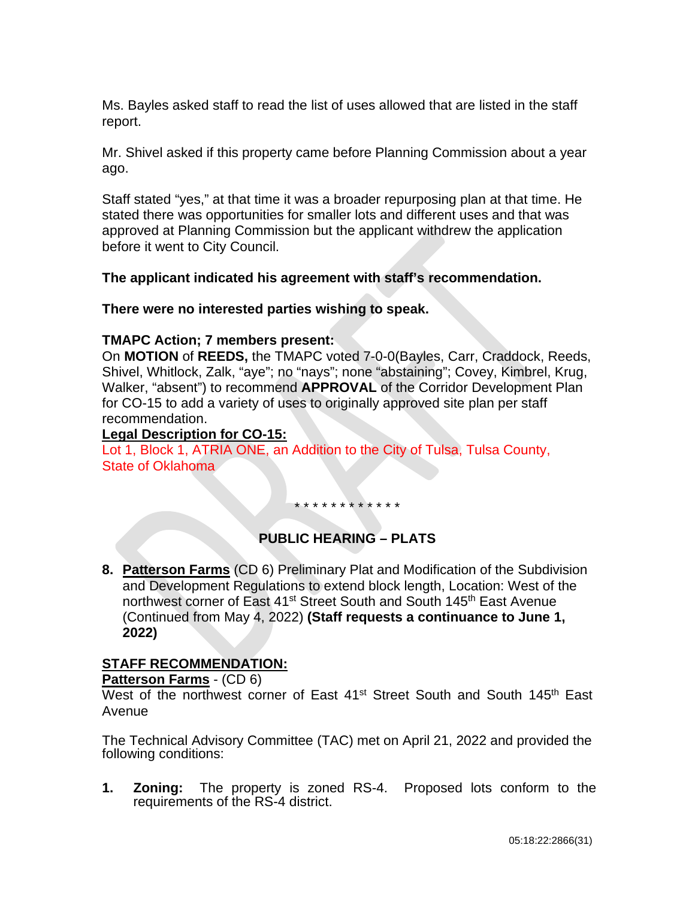Ms. Bayles asked staff to read the list of uses allowed that are listed in the staff report.

Mr. Shivel asked if this property came before Planning Commission about a year ago.

Staff stated "yes," at that time it was a broader repurposing plan at that time. He stated there was opportunities for smaller lots and different uses and that was approved at Planning Commission but the applicant withdrew the application before it went to City Council.

**The applicant indicated his agreement with staff's recommendation.**

**There were no interested parties wishing to speak.**

**TMAPC Action; 7 members present:**
On **MOTION** of **REEDS,** the TMAPC voted 7-0-0(Bayles, Carr, Craddock, Reeds, Shivel, Whitlock, Zalk, "aye"; no "nays"; none "abstaining"; Covey, Kimbrel, Krug, Walker, "absent") to recommend **APPROVAL** of the Corridor Development Plan for CO-15 to add a variety of uses to originally approved site plan per staff recommendation.

**Legal Description for CO-15:**
Lot 1, Block 1, ATRIA ONE, an Addition to the City of Tulsa, Tulsa County, State of Oklahoma

\* \* \* \* \* \* \* \* \* \* \* \* \*

## PUBLIC HEARING – PLATS

**8. Patterson Farms** (CD 6) Preliminary Plat and Modification of the Subdivision and Development Regulations to extend block length, Location: West of the northwest corner of East 41st Street South and South 145th East Avenue (Continued from May 4, 2022) **(Staff requests a continuance to June 1, 2022)**

**STAFF RECOMMENDATION:**
**Patterson Farms** - (CD 6)
West of the northwest corner of East 41st Street South and South 145th East Avenue

The Technical Advisory Committee (TAC) met on April 21, 2022 and provided the following conditions:

1. **Zoning:** The property is zoned RS-4. Proposed lots conform to the requirements of the RS-4 district.

05:18:22:2866(31)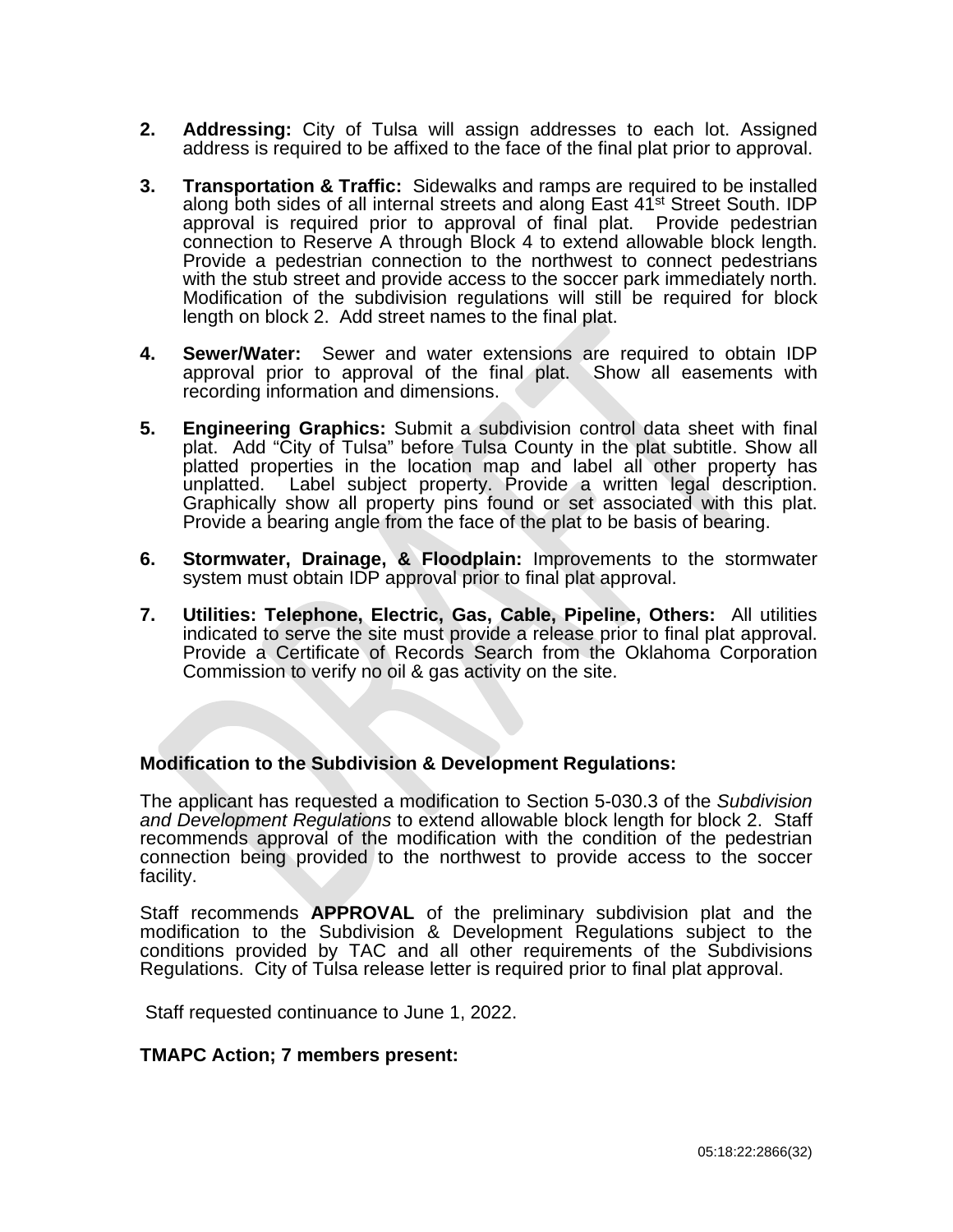2. **Addressing:** City of Tulsa will assign addresses to each lot. Assigned address is required to be affixed to the face of the final plat prior to approval.

3. **Transportation & Traffic:** Sidewalks and ramps are required to be installed along both sides of all internal streets and along East 41st Street South. IDP approval is required prior to approval of final plat. Provide pedestrian connection to Reserve A through Block 4 to extend allowable block length. Provide a pedestrian connection to the northwest to connect pedestrians with the stub street and provide access to the soccer park immediately north. Modification of the subdivision regulations will still be required for block length on block 2. Add street names to the final plat.

4. **Sewer/Water:** Sewer and water extensions are required to obtain IDP approval prior to approval of the final plat. Show all easements with recording information and dimensions.

5. **Engineering Graphics:** Submit a subdivision control data sheet with final plat. Add "City of Tulsa" before Tulsa County in the plat subtitle. Show all platted properties in the location map and label all other property has unplatted. Label subject property. Provide a written legal description. Graphically show all property pins found or set associated with this plat. Provide a bearing angle from the face of the plat to be basis of bearing.

6. **Stormwater, Drainage, & Floodplain:** Improvements to the stormwater system must obtain IDP approval prior to final plat approval.

7. **Utilities: Telephone, Electric, Gas, Cable, Pipeline, Others:** All utilities indicated to serve the site must provide a release prior to final plat approval. Provide a Certificate of Records Search from the Oklahoma Corporation Commission to verify no oil & gas activity on the site.

**Modification to the Subdivision & Development Regulations:**

The applicant has requested a modification to Section 5-030.3 of the *Subdivision and Development Regulations* to extend allowable block length for block 2. Staff recommends approval of the modification with the condition of the pedestrian connection being provided to the northwest to provide access to the soccer facility.

Staff recommends **APPROVAL** of the preliminary subdivision plat and the modification to the Subdivision & Development Regulations subject to the conditions provided by TAC and all other requirements of the Subdivisions Regulations. City of Tulsa release letter is required prior to final plat approval.

Staff requested continuance to June 1, 2022.

**TMAPC Action; 7 members present:**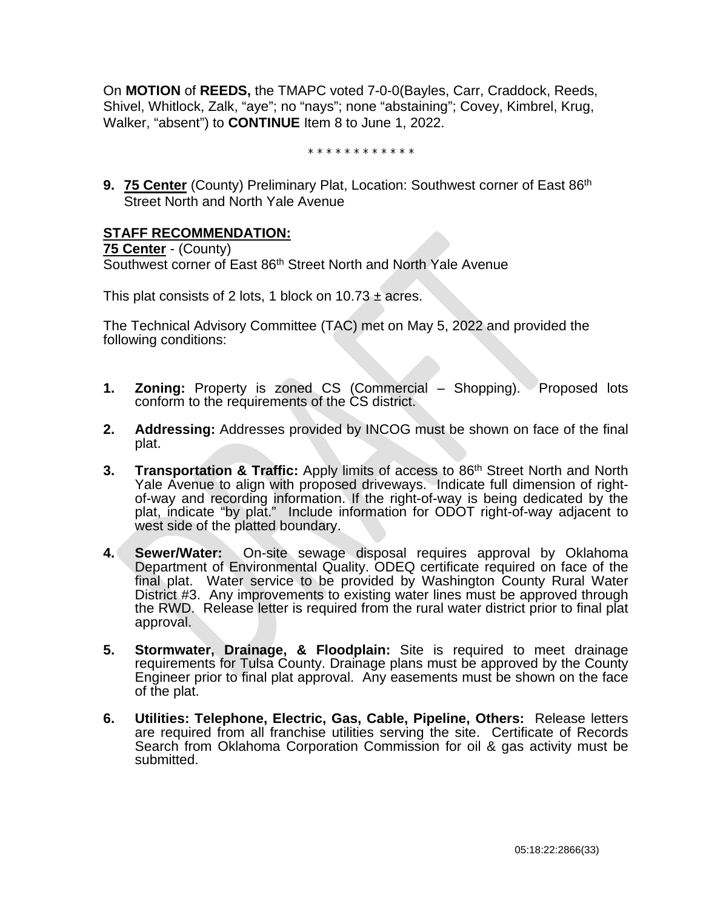On **MOTION** of **REEDS,** the TMAPC voted 7-0-0(Bayles, Carr, Craddock, Reeds, Shivel, Whitlock, Zalk, “aye”; no “nays”; none “abstaining”; Covey, Kimbrel, Krug, Walker, “absent”) to **CONTINUE** Item 8 to June 1, 2022.

\* \* \* \* \* \* \* \* \* \* \* \*

**9. 75 Center** (County) Preliminary Plat, Location: Southwest corner of East 86th Street North and North Yale Avenue

**STAFF RECOMMENDATION:**

**75 Center** - (County)
Southwest corner of East 86th Street North and North Yale Avenue

This plat consists of 2 lots, 1 block on 10.73 ± acres.

The Technical Advisory Committee (TAC) met on May 5, 2022 and provided the following conditions:

1. **Zoning:** Property is zoned CS (Commercial – Shopping). Proposed lots conform to the requirements of the CS district.

2. **Addressing:** Addresses provided by INCOG must be shown on face of the final plat.

3. **Transportation & Traffic:** Apply limits of access to 86th Street North and North Yale Avenue to align with proposed driveways. Indicate full dimension of right-of-way and recording information. If the right-of-way is being dedicated by the plat, indicate “by plat.” Include information for ODOT right-of-way adjacent to west side of the platted boundary.

4. **Sewer/Water:** On-site sewage disposal requires approval by Oklahoma Department of Environmental Quality. ODEQ certificate required on face of the final plat. Water service to be provided by Washington County Rural Water District #3. Any improvements to existing water lines must be approved through the RWD. Release letter is required from the rural water district prior to final plat approval.

5. **Stormwater, Drainage, & Floodplain:** Site is required to meet drainage requirements for Tulsa County. Drainage plans must be approved by the County Engineer prior to final plat approval. Any easements must be shown on the face of the plat.

6. **Utilities: Telephone, Electric, Gas, Cable, Pipeline, Others:** Release letters are required from all franchise utilities serving the site. Certificate of Records Search from Oklahoma Corporation Commission for oil & gas activity must be submitted.

05:18:22:2866(33)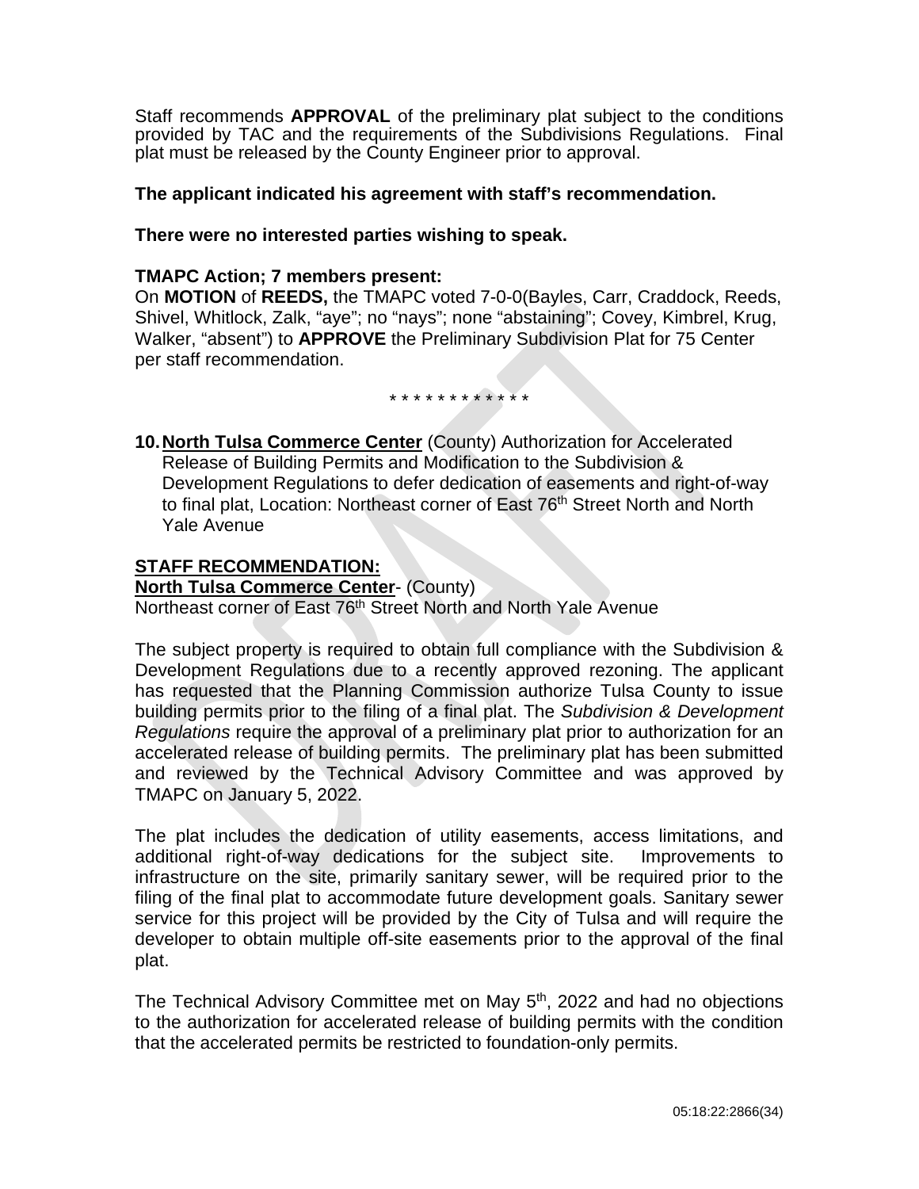Staff recommends **APPROVAL** of the preliminary plat subject to the conditions provided by TAC and the requirements of the Subdivisions Regulations. Final plat must be released by the County Engineer prior to approval.

**The applicant indicated his agreement with staff's recommendation.**

**There were no interested parties wishing to speak.**

**TMAPC Action; 7 members present:**
On **MOTION** of **REEDS,** the TMAPC voted 7-0-0(Bayles, Carr, Craddock, Reeds, Shivel, Whitlock, Zalk, "aye"; no "nays"; none "abstaining"; Covey, Kimbrel, Krug, Walker, "absent") to **APPROVE** the Preliminary Subdivision Plat for 75 Center per staff recommendation.

\* \* \* \* \* \* \* \* \* \* \* \*

**10. North Tulsa Commerce Center** (County) Authorization for Accelerated Release of Building Permits and Modification to the Subdivision & Development Regulations to defer dedication of easements and right-of-way to final plat, Location: Northeast corner of East 76th Street North and North Yale Avenue

**STAFF RECOMMENDATION:**
**North Tulsa Commerce Center**- (County)
Northeast corner of East 76th Street North and North Yale Avenue

The subject property is required to obtain full compliance with the Subdivision & Development Regulations due to a recently approved rezoning. The applicant has requested that the Planning Commission authorize Tulsa County to issue building permits prior to the filing of a final plat. The *Subdivision & Development Regulations* require the approval of a preliminary plat prior to authorization for an accelerated release of building permits. The preliminary plat has been submitted and reviewed by the Technical Advisory Committee and was approved by TMAPC on January 5, 2022.

The plat includes the dedication of utility easements, access limitations, and additional right-of-way dedications for the subject site. Improvements to infrastructure on the site, primarily sanitary sewer, will be required prior to the filing of the final plat to accommodate future development goals. Sanitary sewer service for this project will be provided by the City of Tulsa and will require the developer to obtain multiple off-site easements prior to the approval of the final plat.

The Technical Advisory Committee met on May 5th, 2022 and had no objections to the authorization for accelerated release of building permits with the condition that the accelerated permits be restricted to foundation-only permits.

05:18:22:2866(34)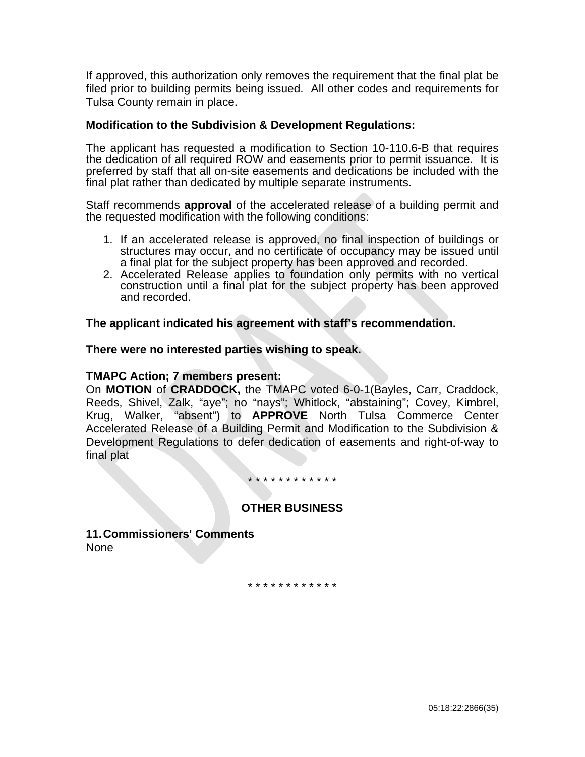If approved, this authorization only removes the requirement that the final plat be filed prior to building permits being issued. All other codes and requirements for Tulsa County remain in place.

**Modification to the Subdivision & Development Regulations:**

The applicant has requested a modification to Section 10-110.6-B that requires the dedication of all required ROW and easements prior to permit issuance. It is preferred by staff that all on-site easements and dedications be included with the final plat rather than dedicated by multiple separate instruments.

Staff recommends **approval** of the accelerated release of a building permit and the requested modification with the following conditions:

1. If an accelerated release is approved, no final inspection of buildings or structures may occur, and no certificate of occupancy may be issued until a final plat for the subject property has been approved and recorded.
2. Accelerated Release applies to foundation only permits with no vertical construction until a final plat for the subject property has been approved and recorded.

**The applicant indicated his agreement with staff's recommendation.**

**There were no interested parties wishing to speak.**

**TMAPC Action; 7 members present:**
On **MOTION** of **CRADDOCK,** the TMAPC voted 6-0-1(Bayles, Carr, Craddock, Reeds, Shivel, Zalk, "aye"; no "nays"; Whitlock, "abstaining"; Covey, Kimbrel, Krug, Walker, "absent") to **APPROVE** North Tulsa Commerce Center Accelerated Release of a Building Permit and Modification to the Subdivision & Development Regulations to defer dedication of easements and right-of-way to final plat

* * * * * * * * * * * *

## OTHER BUSINESS

**11. Commissioners' Comments**
None

* * * * * * * * * * * *

05:18:22:2866(35)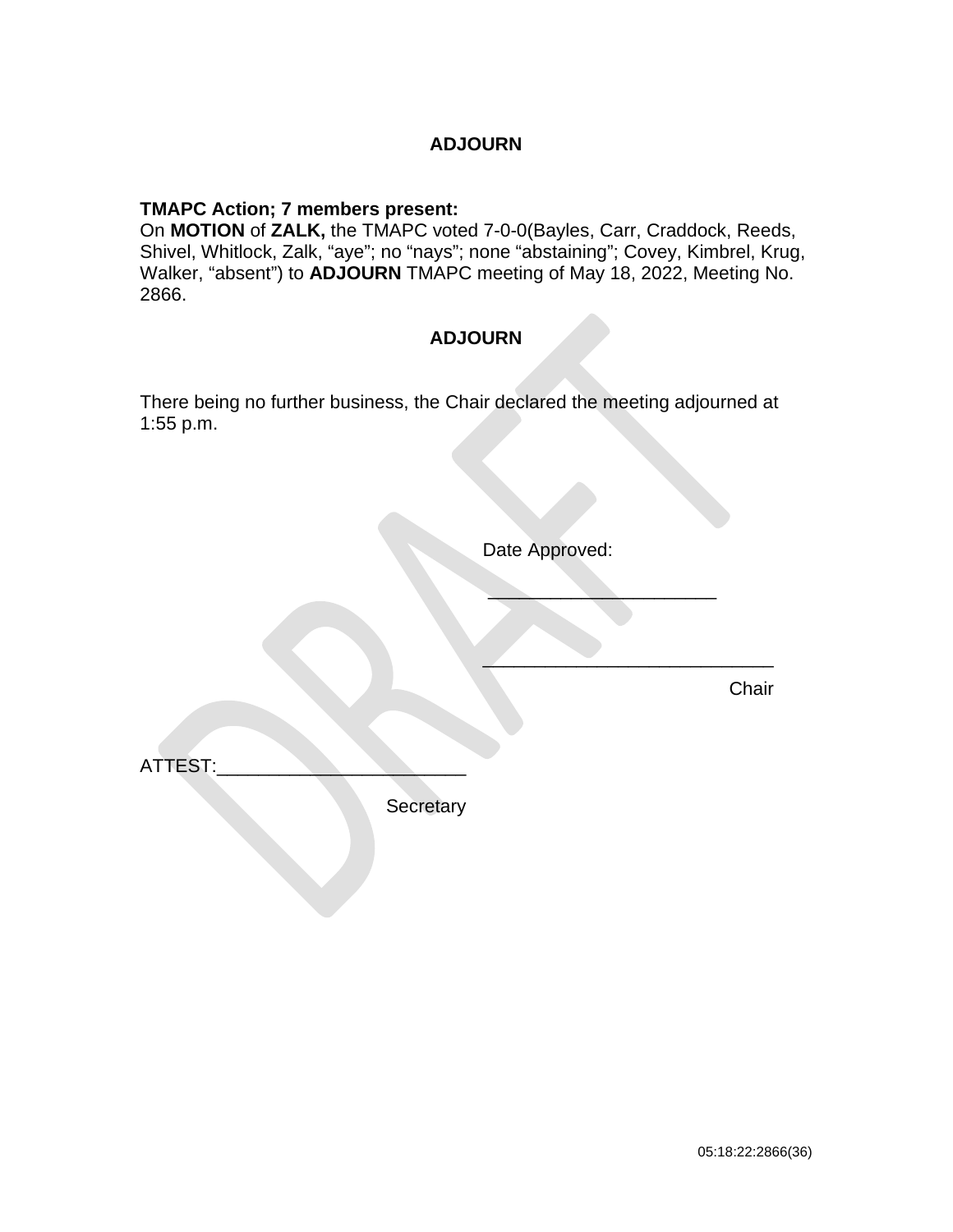**ADJOURN**

**TMAPC Action; 7 members present:**
On **MOTION** of **ZALK,** the TMAPC voted 7-0-0(Bayles, Carr, Craddock, Reeds, Shivel, Whitlock, Zalk, “aye”; no “nays”; none “abstaining”; Covey, Kimbrel, Krug, Walker, “absent”) to **ADJOURN** TMAPC meeting of May 18, 2022, Meeting No. 2866.

**ADJOURN**

There being no further business, the Chair declared the meeting adjourned at 1:55 p.m.

Date Approved:

______________________

____________________________
Chair

ATTEST:________________________
Secretary